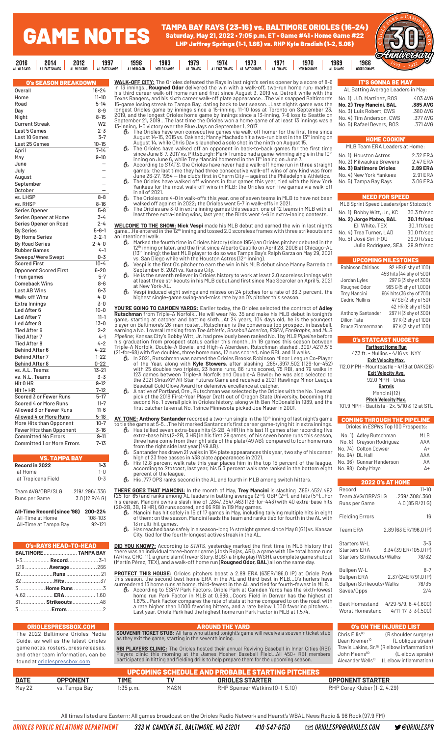# GAME NOTES

**TAMPA BAY RAYS (23-16) vs. BALTIMORE ORIOLES (16-24)**
**Saturday, May 21, 2022 • 7:05 p.m. ET • Game #41 • Home Game #22**
**LHP Jeffrey Springs (1-1, 1.66) vs. RHP Kyle Bradish (1-2, 5.06)**

2016 AL WILD CARD | 2014 AL EAST CHAMPS | 2012 AL WILD CARD | 1997 AL EAST CHAMPS | 1996 AL WILD CARD | 1983 WORLD CHAMPS | 1979 AL CHAMPS | 1974 AL EAST CHAMPS | 1973 AL EAST CHAMPS | 1971 AL CHAMPS | 1970 WORLD CHAMPS | 1969 AL CHAMPS | 1966 WORLD CHAMPS

## O's SEASON BREAKDOWN

| | |
|---|---|
| Overall | 16-24 |
| Home | 11-10 |
| Road | 5-14 |
| Day | 8-9 |
| Night | 8-15 |
| Current Streak | W2 |
| Last 5 Games | 2-3 |
| Last 10 Games | 3-7 |
| Last 25 Games | 10-15 |
| April | 7-14 |
| May | 9-10 |
| June | – |
| July | – |
| August | – |
| September | – |
| October | – |
| vs. LHSP | 8-8 |
| vs. RHSP | 8-16 |
| Series Opener | 5-8 |
| Series Opener at Home | 3-4 |
| Series Opener on Road | 2-4 |
| By Series | 5-6-1 |
| By Home Series | 3-2-1 |
| By Road Series | 2-4-0 |
| Rubber Games | 4-1 |
| Sweeps/Were Swept | 0-3 |
| Scored First | 10-4 |
| Opponent Scored First | 6-20 |
| 1-run games | 5-7 |
| Comeback Wins | 8-6 |
| Last AB Wins | 6-3 |
| Walk-off Wins | 4-0 |
| Extra Innings | 3-0 |
| Led After 6 | 10-0 |
| Led After 7 | 11-1 |
| Led After 8 | 13-0 |
| Tied After 6 | 2-2 |
| Tied After 7 | 4-1 |
| Tied After 8 | 4-2 |
| Behind After 6 | 4-22 |
| Behind After 7 | 1-22 |
| Behind After 8 | 0-22 |
| vs. A.L. Teams | 13-21 |
| vs. N.L. Teams | 3-3 |
| Hit 0 HR | 9-12 |
| Hit 1+ HR | 7-12 |
| Scored 3 or Fewer Runs | 5-17 |
| Scored 4 or More Runs | 11-7 |
| Allowed 3 or Fewer Runs | 11-6 |
| Allowed 4 or More Runs | 5-18 |
| More Hits than Opponent | 10-7 |
| Fewer Hits than Opponent | 3-16 |
| Committed No Errors | 9-11 |
| Committed 1 or More Errors | 7-13 |

## VS. TAMPA BAY

| | |
|---|---|
| **Record in 2022** | **1-3** |
| at Home | 1-0 |
| at Tropicana Field | 0-3 |
| | |
| Team AVG/OBP/SLG | .219/.296/.336 |
| Runs per Game | 3.0 (12 R/4 G) |
| | |
| **All-Time Record (since '98)** | **200-224** |
| All-Time at Home | 108-103 |
| All-Time at Tampa Bay | 92-121 |

## O's-RAYS HEAD-TO-HEAD

| BALTIMORE | | TAMPA BAY |
|---|---|---|
| 1-3 | **Record** | 3-1 |
| .219 | **Average** | .266 |
| 12 | **Runs** | 21 |
| 32 | **Hits** | 37 |
| 3 | **Home Runs** | 3 |
| 4.62 | **ERA** | 1.60 |
| 31 | **Strikeouts** | 48 |
| 3 | **Errors** | 2 |

## ORIOLESPRESSBOX.COM

The 2022 Baltimore Orioles Media Guide, as well as the latest Orioles game notes, rosters, press releases, and other team information, can be found at oriolespressbox.com.

**WALK-OFF CITY:** The Orioles defeated the Rays in last night's series opener by a score of 8-6 in 13 innings...**Rougned Odor** delivered the win with a walk-off, two-run home run; marked his third career walk-off home run and first since August 3, 2019 vs. Detroit while with the Texas Rangers, and his sixth career walk-off plate appearance...The win snapped Baltimore's 15-game losing streak to Tampa Bay, dating back to last season...Last night's game was the longest Orioles game by innings since a 15-inning, 11-10 loss at Toronto on September 23, 2019, and the longest Orioles home game by innings since a 13-inning, 7-6 loss to Seattle on September 21, 2019...The last time the Orioles won a home game of at least 13 innings was a 13-inning, 1-0 victory over the Blue Jays on September 1, 2017.

- The Orioles have won consecutive games via walk-off homer for the first time since August 14-15, 2015 vs. Oakland; Manny Machado hit a two-run blast in the 13th inning on August 14, while Chris Davis launched a solo shot in the ninth on August 15.
- The Orioles have walked off an opponent in back-to-back games for the first time since June 6-7, 2017 vs. Pittsburgh; Mark Trumbo had a game-winning single in the 10th inning on June 6, while Trey Mancini homered in the 11th inning on June 7.
- According to *STATS*, the Orioles have never had a walk-off home run in three straight games; the last time they had three consecutive walk-off wins of any kind was from June 26-27, 1954 — the club's first year in Charm City — against the Philadelphia Athletics.
- The Orioles have walked off winners in four games this year, tied with the New York Yankees for the most walk-off wins in MLB; the Orioles won five games via walk-off in all of 2021.
- The Orioles are 4-0 in walk-offs this year, one of seven teams in MLB to have not been walked off against in 2022; the Orioles went 5-7 in walk-offs in 2021.
- The Orioles are 3-0 in extra inning games this season, one of 12 teams in MLB with at least three extra-inning wins; last year, the Birds went 4-6 in extra-inning contests.

**WELCOME TO THE SHOW: Nick Vespi** made his MLB debut and earned the win in last night's game...He entered in the 12th inning and tossed 2.0 scoreless frames with three strikeouts and an intentional walk.

- Marked the fourth time in Orioles history (since 1954) an Orioles pitcher debuted in the 12th inning or later, and the first since Alberto Castillo on April 28, 2008 at Chicago-AL (13th inning); the last MLB player to do so was Tampa Bay's Ralph Garza on May 29, 2021 vs. San Diego while with the Houston Astros (12th inning).
- Vespi is the first O's pitcher to earn the win in his MLB debut since Manny Barreda on September 8, 2021 vs. Kansas City.
- He is the seventh reliever in Orioles history to work at least 2.0 scoreless innings with at least three strikeouts in his MLB debut, and first since Mac Sceroler on April 5, 2021 at New York-AL.
- Vespi induced eight swings and misses on 24 pitches for a rate of 33.3 percent, the highest single-game swing-and-miss rate by an O's pitcher this season.

**YOU'RE GOING TO CAMDEN YARDS:** Earlier today, the Orioles selected the contract of **Adley Rutschman** from Triple-A Norfolk...He will wear No. 35 and make his MLB debut in tonight's game, starting at catcher and batting sixth...At 24 years, 104 days old, he is the youngest player on Baltimore's 26-man roster...Rutschman is the consensus top prospect in baseball, earning a No. 1 overall ranking from *The Athletic*, *Baseball America*, *ESPN*, *FanGraphs*, and *MLB Pipeline*; Kansas City's Bobby Witt, Jr. had previously been ranked No. 1 by *MLB Pipeline* before his graduation from prospect status earlier this month...In 19 games this season between Triple-A Norfolk, Double-A Bowie, and High-A Aberdeen, Rutschman slashed .309/.427/.515 (21-for-68) with five doubles, three home runs, 12 runs scored, nine RBI, and 11 walks.

- In 2021, Rutschman was named the Orioles Brooks Robinson Minor League Co-Player of the Year, along with **Kyle Stowers**, after slashing .285/.397/.502 (129-for-452) with 25 doubles, two triples, 23 home runs, 86 runs scored, 75 RBI, and 79 walks in 123 games between Triple-A Norfolk and Double-A Bowie; he was also selected to the 2021 *SiriusXM* All-Star Futures Game and received a 2021 Rawlings Minor League Baseball Gold Glove Award for defensive excellence at catcher.
- A native of Portland, Ore., Rutschman was selected by the Orioles with the No. 1 overall pick of the 2019 First-Year Player Draft out of Oregon State University, becoming the second No. 1 overall pick in Orioles history, along with Ben McDonald in 1989, and the first catcher taken at No. 1 since Minnesota picked Joe Mauer in 2001.

**AY, TONE: Anthony Santander** recorded a two-run single in the 10th inning of last night's game to tie the game at 5-5...The hit marked Santander's first career game-tying hit in extra innings.

- Has tallied seven extra-base hits (3-2B, 4 HR) in his last 11 games after recording five extra-base hits (2-2B, 3 HR) in his first 29 games; of his seven home runs this season, three have come from the right side of the plate (49 AB), compared to four home runs from the right side last year (149 AB).
- Santander has drawn 21 walks in 164 plate appearances this year, two shy of his career high of 23 free passes in 438 plate appearances in 2021.
- His 12.8 percent walk rate this year places him in the top 15 percent of the league, according to *Statcast*; last year, his 5.3 percent walk rate ranked in the bottom eight percent of the league.
- His .777 OPS ranks second in the AL and fourth in MLB among switch hitters.

**THERE GOES THAT MANCINI:** In the month of May, **Trey Mancini** is slashing .385/.452/.492 (25-for-65) and ranks among AL leaders in batting average (2nd), OBP (2nd), and hits (5th)...For his career, Mancini owns a slash line of .284/.354/.483 (126-for-443) with 40 extra-base hits (20-2B, 3B, 19 HR), 60 runs scored, and 66 RBI in 119 May games.

- Mancini has hit safely in 15 of 17 games in May, including tallying multiple hits in eight of them; on the season, Mancini leads the team and ranks tied for fourth in the AL with 13 multi-hit games.
- Has reached base safely in a season-long 14 straight games since May 8 (G1) vs. Kansas City, tied for the fourth-longest active streak in the AL.

**DID YOU KNOW?:** According to *STATS*, yesterday marked the first time in MLB history that there was an individual three-homer game (Josh Rojas, ARI), a game with 10+ total home runs (ARI vs. CHC, 11), a grand slam (Trevor Story, BOS), a triple play (WSH), a complete game shutout (Martín Pérez, TEX), and a walk-off home run (**Rougned Odor, BAL**) all on the same day.

**PROTECT THIS HOUSE:** Orioles pitchers boast a 2.89 ERA (63ER/196.0 IP) at Oriole Park this season, the second-best home ERA in the AL and third-best in MLB...O's hurlers have surrendered 13 home runs at home, third-fewest in the AL and tied for fourth-fewest in MLB.

- According to *ESPN* Park Factors, Oriole Park at Camden Yards has the sixth-lowest home run Park Factor in MLB at 0.696...Coors Field in Denver has the highest at 1.875...Park Factor compares the rate of stats at home compared to on the road, with a rate higher than 1.000 favoring hitters, and a rate below 1.000 favoring pitchers... Last year, Oriole Park had the highest home run Park Factor in MLB at 1.574.

## IT'S GONNA BE MAY

AL Batting Average Leaders in May:

| | |
|---|---|
| No. 1) J.D. Martinez, BOS | .403 AVG |
| **No. 2) Trey Mancini, BAL** | **.385 AVG** |
| No. 3) Luis Robert, CWS | .380 AVG |
| No. 4) Tim Anderson, CWS | .377 AVG |
| No. 5) Rafael Devers, BOS | .371 AVG |

## HOME COOKIN'

MLB Team ERA Leaders at Home:

| | |
|---|---|
| No. 1) Houston Astros | 2.32 ERA |
| No. 2) Milwaukee Brewers | 2.47 ERA |
| **No. 3) Baltimore Orioles** | **2.89 ERA** |
| No. 4) New York Yankees | 2.91 ERA |
| No. 5) Tampa Bay Rays | 3.06 ERA |

## NEED FOR SPEED

MLB Sprint Speed Leaders (per *Statcast*):

| | |
|---|---|
| No. 1) Bobby Witt, Jr., KC | 30.3 ft/sec |
| **No. 2) Jorge Mateo, BAL** | **30.1 ft/sec** |
| Eli White, TEX | 30.1 ft/sec |
| No. 4) Trea Turner, LAD | 30.0 ft/sec |
| No. 5) José Siri, HOU | 29.9 ft/sec |
| Julio Rodríguez, SEA | 29.9 ft/sec |

## UPCOMING MILESTONES

| | |
|---|---|
| Robinson Chirinos | 92 HR (8 shy of 100) |
| | 456 hits (44 shy of 500) |
| Jordan Lyles | 297 G (3 shy of 300) |
| Rougned Odor | 995 G (5 shy of 1,000) |
| Trey Mancini | 664 hits (36 shy of 700) |
| Cedric Mullins | 47 SB (3 shy of 50) |
| | 42 HR (8 shy of 50) |
| Anthony Santander | 297 H (3 shy of 300) |
| Dillon Tate | 97 K (3 shy of 100) |
| Bruce Zimmermann | 97 K (3 shy of 100) |

## O's STATCAST NUGGETS

**Farthest Home Run**
433 ft. - Mullins - 4/16 vs. NYY

**Exit Velocity Max.**
112.0 MPH - Mountcastle - 4/19 at OAK (2B)

**Exit Velocity Avg.**
92.0 MPH - Urías

**Barrels**
Mancini (12)

**Pitch Velocity Max.**
101.9 MPH - Bautista - 2x, 5/10 & 12 at STL

## COMING THROUGH THE PIPELINE

Orioles in *ESPN*'s Top 100 Prospects:

| | |
|---|---|
| No. 1) Adley Rutschman | MLB |
| No. 8) Grayson Rodriguez | AAA |
| No. 74) Colton Cowser | A+ |
| No. 94) DL Hall | AAA |
| No. 96) Gunnar Henderson | AA |
| No. 98) Coby Mayo | A+ |

## 2022 O's AT HOME

| | |
|---|---|
| Record | 11-10 |
| Team AVG/OBP/SLG | .239/.308/.360 |
| Runs per Game | 4.0 (85 R/21 G) |
| | |
| Fielding Errors | 16 |
| | |
| Team ERA | 2.89 (63 ER/196.0 IP) |
| | |
| Starters W-L | 3-3 |
| Starters ERA | 3.34 (39 ER/105.0 IP) |
| Starters Strikeouts/Walks | 78/32 |
| | |
| Bullpen W-L | 8-7 |
| Bullpen ERA | 2.37 (24ER/91.0 IP) |
| Bullpen Strikeouts/Walks | 76/35 |
| Saves/Opps | 2/4 |
| | |
| Best Homestand | 4/29-5/9, 6-4 (.600) |
| Worst Homestand | 4/11-17, 3-3 (.500) |

## O's ON THE INJURED LIST

| | |
|---|---|
| Chris Ellis[60] | (R shoulder surgery) |
| Dean Kremer[10] | (L oblique strain) |
| Travis Lakins, Sr.[15] | (R elbow inflammation) |
| John Means[60] | (L elbow sprain) |
| Alexander Wells[10] | (L elbow inflammation) |

## AROUND THE YARD

**SOUVENIR TICKET STUB:** All fans who attend tonight's game will receive a souvenir ticket stub as they exit the game, starting in the seventh inning.

**RBI PLAYERS CLINIC:** The Orioles hosted their annual Reviving Baseball in Inner Cities (RBI) Players clinic this morning at the James Mosher Baseball Field...All 450+ RBI members participated in hitting and fielding drills to help prepare them for the upcoming season.

## UPCOMING SCHEDULE AND PROBABLE STARTING PITCHERS

| DATE | OPPONENT | TIME | TV | ORIOLES STARTER | OPPONENT STARTER |
|---|---|---|---|---|---|
| May 22 | vs. Tampa Bay | 1:35 p.m. | MASN | RHP Spenser Watkins (0-1, 5.10) | RHP Corey Kluber (1-2, 4.29) |

All times listed are Eastern; All games broadcast on the Orioles Radio Network and Hearst's WBAL News Radio & 98 Rock (97.9 FM)

ORIOLES PUBLIC RELATIONS DEPARTMENT | 333 W. CAMDEN ST., BALTIMORE, MD 21201 | 410-547-6150 | ORIOLESPR@ORIOLES.COM | @ORIOLESPR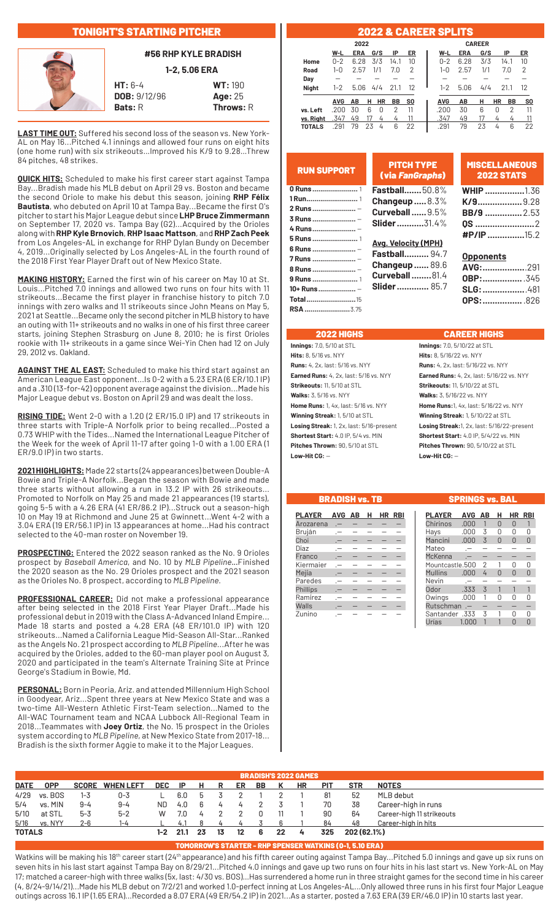## TONIGHT'S STARTING PITCHER

### #56 RHP KYLE BRADISH

**1-2, 5.06 ERA**

**HT:** 6-4 **WT:** 190
**DOB:** 9/12/96 **Age:** 25
**Bats:** R **Throws:** R

**LAST TIME OUT:** Suffered his second loss of the season vs. New York-AL on May 16...Pitched 4.1 innings and allowed four runs on eight hits (one home run) with six strikeouts...Improved his K/9 to 9.28...Threw 84 pitches, 48 strikes.

**QUICK HITS:** Scheduled to make his first career start against Tampa Bay...Bradish made his MLB debut on April 29 vs. Boston and became the second Oriole to make his debut this season, joining **RHP Félix Bautista**, who debuted on April 10 at Tampa Bay...Became the first O's pitcher to start his Major League debut since **LHP Bruce Zimmermann** on September 17, 2020 vs. Tampa Bay (G2)...Acquired by the Orioles along with **RHP Kyle Brnovich**, **RHP Isaac Mattson**, and **RHP Zach Peek** from Los Angeles-AL in exchange for RHP Dylan Bundy on December 4, 2019...Originally selected by Los Angeles-AL in the fourth round of the 2018 First Year Player Draft out of New Mexico State.

**MAKING HISTORY:** Earned the first win of his career on May 10 at St. Louis...Pitched 7.0 innings and allowed two runs on four hits with 11 strikeouts...Became the first player in franchise history to pitch 7.0 innings with zero walks and 11 strikeouts since John Means on May 5, 2021 at Seattle...Became only the second pitcher in MLB history to have an outing with 11+ strikeouts and no walks in one of his first three career starts, joining Stephen Strasburg on June 8, 2010; he is first Orioles rookie with 11+ strikeouts in a game since Wei-Yin Chen had 12 on July 29, 2012 vs. Oakland.

**AGAINST THE AL EAST:** Scheduled to make his third start against an American League East opponent...Is 0-2 with a 5.23 ERA (6 ER/10.1 IP) and a .310 (13-for-42) opponent average against the division...Made his Major League debut vs. Boston on April 29 and was dealt the loss.

**RISING TIDE:** Went 2-0 with a 1.20 (2 ER/15.0 IP) and 17 strikeouts in three starts with Triple-A Norfolk prior to being recalled...Posted a 0.73 WHIP with the Tides...Named the International League Pitcher of the Week for the week of April 11-17 after going 1-0 with a 1.00 ERA (1 ER/9.0 IP) in two starts.

**2021 HIGHLIGHTS:** Made 22 starts (24 appearances) between Double-A Bowie and Triple-A Norfolk...Began the season with Bowie and made three starts without allowing a run in 13.2 IP with 26 strikeouts...Promoted to Norfolk on May 25 and made 21 appearances (19 starts), going 5-5 with a 4.26 ERA (41 ER/86.2 IP)...Struck out a season-high 10 on May 19 at Richmond and June 25 at Gwinnett...Went 4-2 with a 3.04 ERA (19 ER/56.1 IP) in 13 appearances at home...Had his contract selected to the 40-man roster on November 19.

**PROSPECTING:** Entered the 2022 season ranked as the No. 9 Orioles prospect by *Baseball America*, and No. 10 by *MLB Pipeline*...Finished the 2020 season as the No. 29 Orioles prospect and the 2021 season as the Orioles No. 8 prospect, according to *MLB Pipeline*.

**PROFESSIONAL CAREER:** Did not make a professional appearance after being selected in the 2018 First Year Player Draft...Made his professional debut in 2019 with the Class A-Advanced Inland Empire...Made 18 starts and posted a 4.28 ERA (48 ER/101.0 IP) with 120 strikeouts...Named a California League Mid-Season All-Star...Ranked as the Angels No. 21 prospect according to *MLB Pipeline*...After he was acquired by the Orioles, added to the 60-man player pool on August 3, 2020 and participated in the team's Alternate Training Site at Prince George's Stadium in Bowie, Md.

**PERSONAL:** Born in Peoria, Ariz. and attended Millennium High School in Goodyear, Ariz...Spent three years at New Mexico State and was a two-time All-Western Athletic First-Team selection...Named to the All-WAC Tournament team and NCAA Lubbock All-Regional Team in 2018...Teammates with **Joey Ortiz**, the No. 15 prospect in the Orioles system according to *MLB Pipeline*, at New Mexico State from 2017-18...Bradish is the sixth former Aggie to make it to the Major Leagues.

## 2022 & CAREER SPLITS

| | 2022 | | | | | CAREER | | | | |
|---|---|---|---|---|---|---|---|---|---|---|
| | W-L | ERA | G/S | IP | ER | W-L | ERA | G/S | IP | ER |
| Home | 0-2 | 6.28 | 3/3 | 14.1 | 10 | 0-2 | 6.28 | 3/3 | 14.1 | 10 |
| Road | 1-0 | 2.57 | 1/1 | 7.0 | 2 | 1-0 | 2.57 | 1/1 | 7.0 | 2 |
| Day | – | – | – | – | – | – | – | – | – | – |
| Night | 1-2 | 5.06 | 4/4 | 21.1 | 12 | 1-2 | 5.06 | 4/4 | 21.1 | 12 |

| | AVG | AB | H | HR | BB | SO | AVG | AB | H | HR | BB | SO |
|---|---|---|---|---|---|---|---|---|---|---|---|---|
| vs. Left | .200 | 30 | 6 | 0 | 2 | 11 | .200 | 30 | 6 | 0 | 2 | 11 |
| vs. Right | .347 | 49 | 17 | 4 | 4 | 11 | .347 | 49 | 17 | 4 | 4 | 11 |
| TOTALS | .291 | 79 | 23 | 4 | 6 | 22 | .291 | 79 | 23 | 4 | 6 | 22 |

### RUN SUPPORT

| Runs | |
|---|---|
| 0 Runs | 1 |
| 1 Run | 1 |
| 2 Runs | – |
| 3 Runs | – |
| 4 Runs | – |
| 5 Runs | 1 |
| 6 Runs | – |
| 7 Runs | – |
| 8 Runs | – |
| 9 Runs | 1 |
| 10+ Runs | – |
| Total | 15 |
| RSA | 3.75 |

### PITCH TYPE (via *FanGraphs*)

| Pitch | % |
|---|---|
| Fastball | 50.8% |
| Changeup | 8.3% |
| Curveball | 9.5% |
| Slider | 31.4% |

**Avg. Velocity (MPH)**

| Pitch | MPH |
|---|---|
| Fastball | 94.7 |
| Changeup | 89.6 |
| Curveball | 81.4 |
| Slider | 85.7 |

### MISCELLANEOUS 2022 STATS

| | |
|---|---|
| WHIP | 1.36 |
| K/9 | 9.28 |
| BB/9 | 2.53 |
| QS | 2 |
| #P/IP | 15.2 |

**Opponents**

| | |
|---|---|
| AVG: | .291 |
| OBP: | .345 |
| SLG: | .481 |
| OPS: | .826 |

### 2022 HIGHS

**Innings:** 7.0, 5/10 at STL
**Hits:** 8, 5/16 vs. NYY
**Runs:** 4, 2x, last: 5/16 vs. NYY
**Earned Runs:** 4, 2x, last: 5/16 vs. NYY
**Strikeouts:** 11, 5/10 at STL
**Walks:** 3, 5/16 vs. NYY
**Home Runs:** 1, 4x, last: 5/16 vs. NYY
**Winning Streak:** 1, 5/10 at STL
**Losing Streak:** 1, 2x, last: 5/16-present
**Shortest Start:** 4.0 IP, 5/4 vs. MIN
**Pitches Thrown:** 90, 5/10 at STL
**Low-Hit CG:** –

### CAREER HIGHS

**Innings:** 7.0, 5/10/22 at STL
**Hits:** 8, 5/16/22 vs. NYY
**Runs:** 4, 2x, last: 5/16/22 vs. NYY
**Earned Runs:** 4, 2x, last: 5/16/22 vs. NYY
**Strikeouts:** 11, 5/10/22 at STL
**Walks:** 3, 5/16/22 vs. NYY
**Home Runs:** 1, 4x, last: 5/16/22 vs. NYY
**Winning Streak:** 1, 5/10/22 at STL
**Losing Streak:** 1, 2x, last: 5/16/22-present
**Shortest Start:** 4.0 IP, 5/4/22 vs. MIN
**Pitches Thrown:** 90, 5/10/22 at STL
**Low-Hit CG:** –

### BRADISH vs. TB

| PLAYER | AVG | AB | H | HR | RBI |
|---|---|---|---|---|---|
| Arozarena | .– | – | – | – | – |
| Bruján | .– | – | – | – | – |
| Choi | .– | – | – | – | – |
| Díaz | .– | – | – | – | – |
| Franco | .– | – | – | – | – |
| Kiermaier | .– | – | – | – | – |
| Mejía | .– | – | – | – | – |
| Paredes | .– | – | – | – | – |
| Phillips | .– | – | – | – | – |
| Ramírez | .– | – | – | – | – |
| Walls | .– | – | – | – | – |
| Zunino | .– | – | – | – | – |

### SPRINGS vs. BAL

| PLAYER | AVG | AB | H | HR | RBI |
|---|---|---|---|---|---|
| Chirinos | .000 | 1 | 0 | 0 | 1 |
| Hays | .000 | 3 | 0 | 0 | 0 |
| Mancini | .000 | 3 | 0 | 0 | 0 |
| Mateo | .– | – | – | – | – |
| McKenna | .– | – | – | – | – |
| Mountcastle | .500 | 2 | 1 | 0 | 0 |
| Mullins | .000 | 4 | 0 | 0 | 0 |
| Nevin | .– | – | – | – | – |
| Odor | .333 | 3 | 1 | 1 | 1 |
| Owings | .000 | 1 | 0 | 0 | 0 |
| Rutschman | .– | – | – | – | – |
| Santander | .333 | 3 | 1 | 0 | 0 |
| Urías | 1.000 | 1 | 1 | 0 | 0 |

### BRADISH'S 2022 GAMES

| DATE | OPP | SCORE | WHEN LEFT | DEC | IP | H | R | ER | BB | K | HR | PIT | STR | NOTES |
|---|---|---|---|---|---|---|---|---|---|---|---|---|---|---|
| 4/29 | vs. BOS | 1-3 | 0-3 | L | 6.0 | 5 | 3 | 2 | 1 | 2 | 1 | 81 | 52 | MLB debut |
| 5/4 | vs. MIN | 9-4 | 9-4 | ND | 4.0 | 6 | 4 | 4 | 2 | 3 | 1 | 70 | 38 | Career-high in runs |
| 5/10 | at STL | 5-3 | 5-2 | W | 7.0 | 4 | 2 | 2 | 0 | 11 | 1 | 90 | 64 | Career-high 11 strikeouts |
| 5/16 | vs. NYY | 2-6 | 1-4 | L | 4.1 | 8 | 4 | 4 | 3 | 6 | 1 | 84 | 48 | Career-high in hits |
| TOTALS | | | | 1-2 | 21.1 | 23 | 13 | 12 | 6 | 22 | 4 | 325 | 202 (62.1%) | |

### TOMORROW'S STARTER - RHP SPENSER WATKINS (0-1, 5.10 ERA)

Watkins will be making his 18th career start (24th appearance) and his fifth career outing against Tampa Bay...Pitched 5.0 innings and gave up six runs on seven hits in his last start against Tampa Bay on 8/29/21...Pitched 4.0 innings and gave up two runs on four hits in his last start vs. New York-AL on May 17; matched a career-high with three walks (5x, last: 4/30 vs. BOS)...Has surrendered a home run in three straight games for the second time in his career (4, 8/24-9/14/21)...Made his MLB debut on 7/2/21 at Los Angeles-AL and worked 1.0-perfect inning at Los Angeles-AL...Only allowed three runs in his first four Major League outings across 16.1 IP (1.65 ERA)...Recorded a 8.07 ERA (49 ER/54.2 IP) in 2021...As a starter, posted a 7.63 ERA (39 ER/46.0 IP) in 10 starts last year.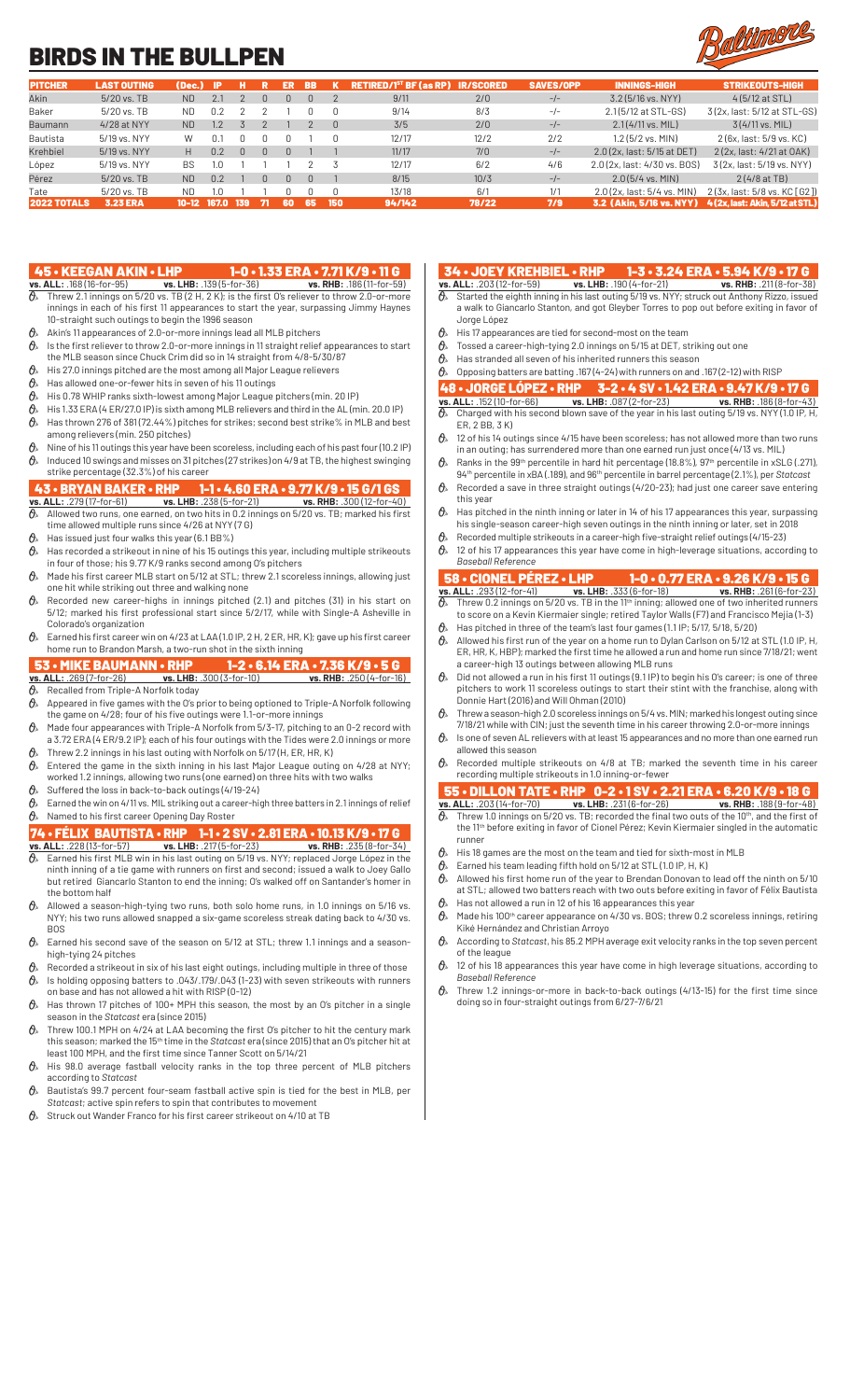# BIRDS IN THE BULLPEN

| PITCHER | LAST OUTING | (Dec.) | IP | H | R | ER | BB | K | RETIRED/1ST BF (as RP) | IR/SCORED | SAVES/OPP | INNINGS-HIGH | STRIKEOUTS-HIGH |
|---|---|---|---|---|---|---|---|---|---|---|---|---|---|
| Akin | 5/20 vs. TB | ND | 2.1 | 2 | 0 | 0 | 0 | 2 | 9/11 | 2/0 | -/- | 3.2 (5/16 vs. NYY) | 4 (5/12 at STL) |
| Baker | 5/20 vs. TB | ND | 0.2 | 2 | 2 | 1 | 0 | 0 | 9/14 | 8/3 | -/- | 2.1 (5/12 at STL-GS) | 3 (2x, last: 5/12 at STL-GS) |
| Baumann | 4/28 at NYY | ND | 1.2 | 3 | 2 | 1 | 2 | 0 | 3/5 | 2/0 | -/- | 2.1 (4/11 vs. MIL) | 3 (4/11 vs. MIL) |
| Bautista | 5/19 vs. NYY | W | 0.1 | 0 | 0 | 0 | 1 | 0 | 12/17 | 12/2 | 2/2 | 1.2 (5/2 vs. MIN) | 2 (6x, last: 5/9 vs. KC) |
| Krehbiel | 5/19 vs. NYY | H | 0.2 | 0 | 0 | 0 | 1 | 1 | 11/17 | 7/0 | -/- | 2.0 (2x, last: 5/15 at DET) | 2 (2x, last: 4/21 at OAK) |
| López | 5/19 vs. NYY | BS | 1.0 | 1 | 1 | 1 | 2 | 3 | 12/17 | 6/2 | 4/6 | 2.0 (2x, last: 4/30 vs. BOS) | 3 (2x, last: 5/19 vs. NYY) |
| Pérez | 5/20 vs. TB | ND | 0.2 | 1 | 0 | 0 | 0 | 1 | 8/15 | 10/3 | -/- | 2.0 (5/4 vs. MIN) | 2 (4/8 at TB) |
| Tate | 5/20 vs. TB | ND | 1.0 | 1 | 1 | 0 | 0 | 0 | 13/18 | 6/1 | 1/1 | 2.0 (2x, last: 5/4 vs. MIN) | 2 (3x, last: 5/8 vs. KC [G2]) |
| **2022 TOTALS** | **3.23 ERA** | **10-12** | **167.0** | **139** | **71** | **60** | **65** | **150** | **94/142** | **78/22** | **7/9** | **3.2 (Akin, 5/16 vs. NYY)** | **4 (2x, last: Akin, 5/12 at STL)** |

## 45 • KEEGAN AKIN • LHP — 1-0 • 1.33 ERA • 7.71 K/9 • 11 G

**vs. ALL:** .168 (16-for-95) **vs. LHB:** .139 (5-for-36) **vs. RHB:** .186 (11-for-59)

- Threw 2.1 innings on 5/20 vs. TB (2 H, 2 K); is the first O's reliever to throw 2.0-or-more innings in each of his first 11 appearances to start the year, surpassing Jimmy Haynes 10-straight such outings to begin the 1996 season
- Akin's 11 appearances of 2.0-or-more innings lead all MLB pitchers
- Is the first reliever to throw 2.0-or-more innings in 11 straight relief appearances to start the MLB season since Chuck Crim did so in 14 straight from 4/8-5/30/87
- His 27.0 innings pitched are the most among all Major League relievers
- Has allowed one-or-fewer hits in seven of his 11 outings
- His 0.78 WHIP ranks sixth-lowest among Major League pitchers (min. 20 IP)
- His 1.33 ERA (4 ER/27.0 IP) is sixth among MLB relievers and third in the AL (min. 20.0 IP)
- Has thrown 276 of 381 (72.44%) pitches for strikes; second best strike% in MLB and best among relievers (min. 250 pitches)
- Nine of 11 outings this year have been scoreless, including each of his past four (10.2 IP)
- Induced 10 swings and misses on 31 pitches (27 strikes) on 4/9 at TB, the highest swinging strike percentage (32.3%) of his career

## 43 • BRYAN BAKER • RHP — 1-1 • 4.60 ERA • 9.77 K/9 • 15 G/1 GS

**vs. ALL:** .279 (17-for-61) **vs. LHB:** .238 (5-for-21) **vs. RHB:** .300 (12-for-40)

- Allowed two runs, one earned, on two hits in 0.2 innings on 5/20 vs. TB; marked his first time allowed multiple runs since 4/26 at NYY (7 G)
- Has issued just four walks this year (6.1 BB%)
- Has recorded a strikeout in nine of his 15 outings this year, including multiple strikeouts in four of those; his 9.77 K/9 ranks second among O's pitchers
- Made his first career MLB start on 5/12 at STL; threw 2.1 scoreless innings, allowing just one hit while striking out three and walking none
- Recorded new career-highs in innings pitched (2.1) and pitches (31) in his start on 5/12; marked his first professional start since 5/2/17, while with Single-A Asheville in Colorado's organization
- Earned his first career win on 4/23 at LAA (1.0 IP, 2 H, 2 ER, HR, K); gave up his first career home run to Brandon Marsh, a two-run shot in the sixth inning

## 53 • MIKE BAUMANN • RHP — 1-2 • 6.14 ERA • 7.36 K/9 • 5 G

**vs. ALL:** .269 (7-for-26) **vs. LHB:** .300 (3-for-10) **vs. RHB:** .250 (4-for-16)

- Recalled from Triple-A Norfolk today
- Appeared in five games with the O's prior to being optioned to Triple-A Norfolk following the game on 4/28; four of his five outings were 1.1-or-more innings
- Made four appearances with Triple-A Norfolk from 5/3-17, pitching to an 0-2 record with a 3.72 ERA (4 ER/9.2 IP); each of his four outings with the Tides were 2.0 innings or more
- Threw 2.2 innings in his last outing with Norfolk on 5/17 (H, ER, HR, K)
- Entered the game in the sixth inning in his last Major League outing on 4/28 at NYY; worked 1.2 innings, allowing two runs (one earned) on three hits with two walks
- Suffered the loss in back-to-back outings (4/19-24)
- Earned the win on 4/11 vs. MIL striking out a career-high three batters in 2.1 innings of relief
- Named to his first career Opening Day Roster

## 74 • FÉLIX BAUTISTA • RHP — 1-1 • 2 SV • 2.81 ERA • 10.13 K/9 • 17 G

**vs. ALL:** .228 (13-for-57) **vs. LHB:** .217 (5-for-23) **vs. RHB:** .235 (8-for-34)

- Earned his first MLB win in his last outing on 5/19 vs. NYY; replaced Jorge López in the ninth inning of a tie game with runners on first and second; issued a walk to Joey Gallo but retired Giancarlo Stanton to end the inning; O's walked off on Santander's homer in the bottom half
- Allowed a season-high-tying two runs, both solo home runs, in 1.0 innings on 5/16 vs. NYY; his two runs allowed snapped a six-game scoreless streak dating back to 4/30 vs. BOS
- Earned his second save of the season on 5/12 at STL; threw 1.1 innings and a season-high-tying 24 pitches
- Recorded a strikeout in six of his last eight outings, including multiple in three of those
- Is holding opposing batters to .043/.179/.043 (1-23) with seven strikeouts with runners on base and has not allowed a hit with RISP (0-12)
- Has thrown 17 pitches of 100+ MPH this season, the most by an O's pitcher in a single season in the *Statcast* era (since 2015)
- Threw 100.1 MPH on 4/24 at LAA becoming the first O's pitcher to hit the century mark this season; marked the 15th time in the *Statcast* era (since 2015) that an O's pitcher hit at least 100 MPH, and the first time since Tanner Scott on 5/14/21
- His 98.0 average fastball velocity ranks in the top three percent of MLB pitchers according to *Statcast*
- Bautista's 99.7 percent four-seam fastball active spin is tied for the best in MLB, per *Statcast*; active spin refers to spin that contributes to movement
- Struck out Wander Franco for his first career strikeout on 4/10 at TB

## 34 • JOEY KREHBIEL • RHP — 1-3 • 3.24 ERA • 5.94 K/9 • 17 G

**vs. ALL:** .203 (12-for-59) **vs. LHB:** .190 (4-for-21) **vs. RHB:** .211 (8-for-38)

- Started the eighth inning in his last outing 5/19 vs. NYY; struck out Anthony Rizzo, issued a walk to Giancarlo Stanton, and got Gleyber Torres to pop out before exiting in favor of Jorge López
- His 17 appearances are tied for second-most on the team
- Tossed a career-high-tying 2.0 innings on 5/15 at DET, striking out one
- Has stranded all seven of his inherited runners this season
- Opposing batters are batting .167 (4-24) with runners on and .167 (2-12) with RISP

## 48 • JORGE LÓPEZ • RHP — 3-2 • 4 SV • 1.42 ERA • 9.47 K/9 • 17 G

**vs. ALL:** .152 (10-for-66) **vs. LHB:** .087 (2-for-23) **vs. RHB:** .186 (8-for-43)

- Charged with his second blown save of the year in his last outing 5/19 vs. NYY (1.0 IP, H, ER, 2 BB, 3 K)
- 12 of his 14 outings since 4/15 have been scoreless; has not allowed more than two runs in an outing; has surrendered more than one earned run just once (4/13 vs. MIL)
- Ranks in the 99th percentile in hard hit percentage (18.8%), 97th percentile in xSLG (.271), 94th percentile in xBA (.189), and 96th percentile in barrel percentage (2.1%), per *Statcast*
- Recorded a save in three straight outings (4/20-23); had just one career save entering this year
- Has pitched in the ninth inning or later in 14 of his 17 appearances this year, surpassing his single-season career-high seven outings in the ninth inning or later, set in 2018
- Recorded multiple strikeouts in a career-high five-straight relief outings (4/15-23)
- 12 of his 17 appearances this year have come in high-leverage situations, according to *Baseball Reference*

## 58 • CIONEL PÉREZ • LHP — 1-0 • 0.77 ERA • 9.26 K/9 • 15 G

**vs. ALL:** .293 (12-for-41) **vs. LHB:** .333 (6-for-18) **vs. RHB:** .261 (6-for-23)

- Threw 0.2 innings on 5/20 vs. TB in the 11th inning; allowed one of two inherited runners to score on a Kevin Kiermaier single; retired Taylor Walls (F7) and Francisco Mejia (1-3)
- Has pitched in three of the team's last four games (1.1 IP; 5/17, 5/18, 5/20)
- Allowed his first run of the year on a home run to Dylan Carlson on 5/12 at STL (1.0 IP, H, ER, HR, K, HBP); marked the first time he allowed a run and home run since 7/18/21; went a career-high 13 outings between allowing MLB runs
- Did not allowed a run in his first 11 outings (9.1 IP) to begin his O's career; is one of three pitchers to work 11 scoreless outings to start their stint with the franchise, along with Donnie Hart (2016) and Will Ohman (2010)
- Threw a season-high 2.0 scoreless innings on 5/4 vs. MIN; marked his longest outing since 7/18/21 while with CIN; just the seventh time in his career throwing 2.0-or-more innings
- Is one of seven AL relievers with at least 15 appearances and no more than one earned run allowed this season
- Recorded multiple strikeouts on 4/8 at TB; marked the seventh time in his career recording multiple strikeouts in 1.0 inning-or-fewer

## 55 • DILLON TATE • RHP — 0-2 • 1 SV • 2.21 ERA • 6.20 K/9 • 18 G

**vs. ALL:** .203 (14-for-70) **vs. LHB:** .231 (6-for-26) **vs. RHB:** .188 (9-for-48)

- Threw 1.0 innings on 5/20 vs. TB; recorded the final two outs of the 10th, and the first of the 11th before exiting in favor of Cionel Pérez; Kevin Kiermaier singled in the automatic runner
- His 18 games are the most on the team and tied for sixth-most in MLB
- Earned his team leading fifth hold on 5/12 at STL (1.0 IP, H, K)
- Allowed his first home run of the year to Brendan Donovan to lead off the ninth on 5/10 at STL; allowed two batters reach with two outs before exiting in favor of Félix Bautista
- Has not allowed a run in 12 of his 16 appearances this year
- Made his 100th career appearance on 4/30 vs. BOS; threw 0.2 scoreless innings, retiring Kiké Hernández and Christian Arroyo
- According to *Statcast*, his 85.2 MPH average exit velocity ranks in the top seven percent of the league
- 12 of his 18 appearances this year have come in high leverage situations, according to *Baseball Reference*
- Threw 1.2 innings-or-more in back-to-back outings (4/13-15) for the first time since doing so in four-straight outings from 6/27-7/6/21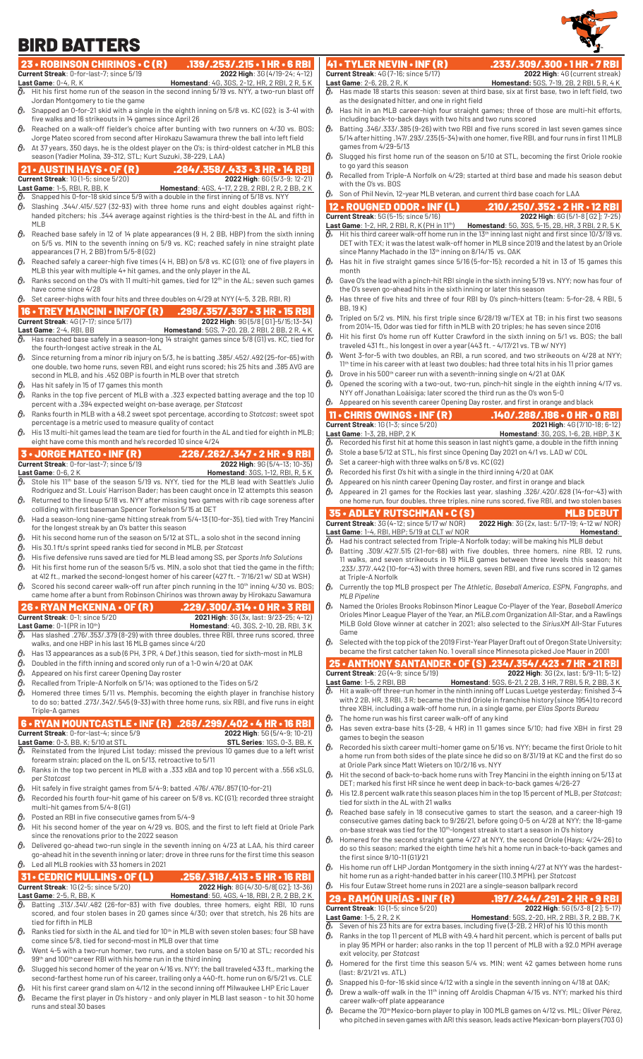# BIRD BATTERS

## 23 • ROBINSON CHIRINOS • C (R) .139/.253/.215 • 1 HR • 6 RBI

**Current Streak**: 0-for-last-7; since 5/19 **2022 High**: 3G (4/19-24; 4-12)
**Last Game**: 0-4, R, K **Homestand**: 4G, 3GS, 2-12, HR, 2 RBI, 2 R, 5 K

- Hit his first home run of the season in the second inning 5/19 vs. NYY, a two-run blast off Jordan Montgomery to tie the game
- Snapped an 0-for-21 skid with a single in the eighth inning on 5/8 vs. KC (G2); is 3-41 with five walks and 16 strikeouts in 14 games since April 26
- Reached on a walk-off fielder's choice after bunting with two runners on 4/30 vs. BOS; Jorge Mateo scored from second after Hirokazu Sawamura threw the ball into left field
- At 37 years, 350 days, he is the oldest player on the O's; is third-oldest catcher in MLB this season (Yadier Molina, 39-312, STL; Kurt Suzuki, 38-229, LAA)

## 21 • AUSTIN HAYS • OF (R) .284/.358/.433 • 3 HR • 14 RBI

**Current Streak**: 1G (1-5; since 5/20) **2022 High**: 6G (5/3-9; 12-21)
**Last Game**: 1-5, RBI, R, BB, K **Homestand**: 4GS, 4-17, 2 2B, 2 RBI, 2 R, 2 BB, 2 K

- Snapped his 0-for-18 skid streak with a double in the first inning of 5/18 vs. NYY
- Slashing .344/.415/.527 (32-93) with three home runs and eight doubles against right-handed pitchers; his .344 average against righties is the third-best in the AL and fifth in MLB
- Reached base safely in 12 of 14 plate appearances (9 H, 2 BB, HBP) from the sixth inning on 5/5 vs. MIN to the seventh inning on 5/9 vs. KC; reached safely in nine straight plate appearances (7 H, 2 BB) from 5/5-8 (G2)
- Reached safely a career-high five times (4 H, BB) on 5/8 vs. KC (G1); one of five players in MLB this year with multiple 4+ hit games, and the only player in the AL
- Ranks second on the O's with 11 multi-hit games, tied for 12th in the AL; seven such games have come since 4/28
- Set career-highs with four hits and three doubles on 4/29 at NYY (4-5, 3 2B, RBI, R)

## 16 • TREY MANCINI • INF/OF (R) .298/.357/.397 • 3 HR • 15 RBI

**Current Streak**: 4G (7-17; since 5/17) **2022 High**: 9G (5/8 [G1]-5/15; 13-34)
**Last Game**: 2-4, RBI, BB **Homestand**: 5GS, 7-20, 2B, 2 RBI, 2 BB, 2 R, 4 K

- Has reached base safely in a season-long 14 straight games since 5/8 (G1) vs. KC, tied for the fourth-longest active streak in the AL
- Since returning from a minor rib injury on 5/3, he is batting .385/.452/.492 (25-for-65) with one double, two home runs, seven RBI, and eight runs scored; his 25 hits and .385 AVG are second in MLB, and his .452 OBP is fourth in MLB over that stretch
- Has hit safely in 15 of 17 games this month
- Ranks in the top five percent of MLB with a .323 expected batting average and the top 10 percent with a .394 expected weight on-base average, per *Statcast*
- Ranks fourth in MLB with a 48.2 sweet spot percentage, according to *Statcast*; sweet spot percentage is a metric used to measure quality of contact
- His 13 multi-hit games lead the team are tied for fourth in the AL and tied for eighth in MLB; eight have come this month and he's recorded 10 since 4/24

## 3 • JORGE MATEO • INF (R) .226/.262/.347 • 2 HR • 9 RBI

**Current Streak**: 0-for-last-7; since 5/19 **2022 High**: 9G (5/4-13; 10-35)
**Last Game**: 0-6, 2 K **Homestand**: 3GS, 1-12, RBI, R, 5 K

- Stole his 11th base of the season 5/19 vs. NYY, tied for the MLB lead with Seattle's Julio Rodriguez and St. Louis' Harrison Bader; has been caught once in 12 attempts this season
- Returned to the lineup 5/18 vs. NYY after missing two games with rib cage soreness after colliding with first baseman Spencer Torkelson 5/15 at DET
- Had a season-long nine-game hitting streak from 5/4-13 (10-for-35), tied with Trey Mancini for the longest streak by an O's batter this season
- Hit his second home run of the season on 5/12 at STL, a solo shot in the second inning
- His 30.1 ft/s sprint speed ranks tied for second in MLB, per *Statcast*
- His five defensive runs saved are tied for MLB lead among SS, per *Sports Info Solutions*
- Hit his first home run of the season 5/5 vs. MIN, a solo shot that tied the game in the fifth; at 412 ft., marked the second-longest home of his career (427 ft. - 7/16/21 w/ SD at WSH)
- Scored his second career walk-off run after pinch running in the 10th inning 4/30 vs. BOS; came home after a bunt from Robinson Chirinos was thrown away by Hirokazu Sawamura

## 26 • RYAN McKENNA • OF (R) .229/.300/.314 • 0 HR • 3 RBI

**Current Streak**: 0-1; since 5/20 **2021 High**: 3G (3x, last: 9/23-25; 4-12)
**Last Game**: 0-1 (PR in 10th) **Homestand**: 4G, 3GS, 2-10, 2B, RBI, 3 K

- Has slashed .276/.353/.379 (8-29) with three doubles, three RBI, three runs scored, three walks, and one HBP in his last 16 MLB games since 4/20
- Has 13 appearances as a sub (6 PH, 3 PR, 4 Def.) this season, tied for sixth-most in MLB
- Doubled in the fifth inning and scored only run of a 1-0 win 4/20 at OAK
- Appeared on his first career Opening Day roster
- Recalled from Triple-A Norfolk on 5/14; was optioned to the Tides on 5/2
- Homered three times 5/11 vs. Memphis, becoming the eighth player in franchise history to do so; batted .273/.342/.545 (9-33) with three home runs, six RBI, and five runs in eight Triple-A games

## 6 • RYAN MOUNTCASTLE • INF (R) .268/.299/.402 • 4 HR • 16 RBI

**Current Streak**: 0-for-last-4; since 5/9 **2022 High**: 5G (5/4-9; 10-21)
**Last Game**: 0-3, BB, K; 5/10 at STL **STL Series**: 1GS, 0-3, BB, K

- Reinstated from the Injured List today; missed the previous 10 games due to a left wrist forearm strain; placed on the IL on 5/13, retroactive to 5/11
- Ranks in the top two percent in MLB with a .333 xBA and top 10 percent with a .556 xSLG, per *Statcast*
- Hit safely in five straight games from 5/4-9; batted .476/.476/.857 (10-for-21)
- Recorded his fourth four-hit game of his career on 5/8 vs. KC (G1); recorded three straight multi-hit games from 5/4-8 (G1)
- Posted an RBI in five consecutive games from 5/4-9
- Hit his second homer of the year on 4/29 vs. BOS, and the first to left field at Oriole Park since the renovations prior to the 2022 season
- Delivered go-ahead two-run single in the seventh inning on 4/23 at LAA, his third career go-ahead hit in the seventh inning or later; drove in three runs for the first time this season
- Led all MLB rookies with 33 homers in 2021

## 31 • CEDRIC MULLINS • OF (L) .256/.318/.413 • 5 HR • 16 RBI

**Current Streak**: 1G (2-5; since 5/20) **2022 High**: 8G (4/30-5/8 [G2]; 13-36)
**Last Game**: 2-5, R, BB, K **Homestand**: 5G, 4GS, 4-18, RBI, 2 R, 2 BB, 2 K

- Batting .313/.341/.482 (26-for-83) with five doubles, three homers, eight RBI, 10 runs scored, and four stolen bases in 20 games since 4/30; over that stretch, his 26 hits are tied for fifth in MLB
- Ranks tied for sixth in the AL and tied for 10th in MLB with seven stolen bases; four SB have come since 5/8, tied for second-most in MLB over that time
- Went 4-5 with a two-run homer, two runs, and a stolen base on 5/10 at STL; recorded his 99th and 100th career RBI with his home run in the third inning
- Slugged his second homer of the year on 4/16 vs. NYY; the ball traveled 433 ft., marking the second-farthest home run of his career, trailing only a 440-ft. home run on 6/5/21 vs. CLE
- Hit his first career grand slam on 4/12 in the second inning off Milwaukee LHP Eric Lauer
- Became the first player in O's history - and only player in MLB last season - to hit 30 home runs and steal 30 bases

## 41 • TYLER NEVIN • INF (R) .233/.309/.300 • 1 HR • 7 RBI

**Current Streak**: 4G (7-16; since 5/17) **2022 High**: 4G (current streak)
**Last Game**: 2-6, 2B, 2 R, K **Homestand**: 5GS, 7-19, 2B, 2 RBI, 5 R, 4 K

- Has made 18 starts this season: seven at third base, six at first base, two in left field, two as the designated hitter, and one in right field
- Has hit in an MLB career-high four straight games; three of those are multi-hit efforts, including back-to-back days with two hits and two runs scored
- Batting .346/.333/.385 (9-26) with two RBI and five runs scored in last seven games since 5/14 after hitting .147/.293/.235 (5-34) with one homer, five RBI, and four runs in first 11 MLB games from 4/29-5/13
- Slugged his first home run of the season on 5/10 at STL, becoming the first Oriole rookie to go yard this season
- Recalled from Triple-A Norfolk on 4/29; started at third base and made his season debut with the O's vs. BOS
- Son of Phil Nevin, 12-year MLB veteran, and current third base coach for LAA

## 12 • ROUGNED ODOR • INF (L) .210/.270/.352 • 2 HR • 12 RBI

**Current Streak**: 5G (5-15; since 5/16) **2022 High**: 6G (5/1-8 [G2]; 7-25)
**Last Game**: 1-2, HR, 2 RBI, R, K (PH in 11th) **Homestand**: 5G, 3GS, 5-15, 2B, HR, 3 RBI, 2 R, 5 K

- Hit his third career walk-off home run in the 13th inning last night and first since 10/3/19 vs. DET with TEX; it was the latest walk-off homer in MLB since 2019 and the latest by an Oriole since Manny Machado in the 13th inning on 8/14/15 vs. OAK
- Has hit in five straight games since 5/16 (5-for-15); recorded a hit in 13 of 15 games this month
- Gave O's the lead with a pinch-hit RBI single in the sixth inning 5/19 vs. NYY; now has four of the O's seven go-ahead hits in the sixth inning or later this season
- Has three of five hits and three of four RBI by O's pinch-hitters (team: 5-for-28, 4 RBI, 5 BB, 19 K)
- Tripled on 5/2 vs. MIN, his first triple since 6/28/19 w/TEX at TB; in his first two seasons from 2014-15, Odor was tied for fifth in MLB with 20 triples; he has seven since 2016
- Hit his first O's home run off Kutter Crawford in the sixth inning on 5/1 vs. BOS; the ball traveled 431 ft., his longest in over a year (443 ft. - 4/17/21 vs. TB w/ NYY)
- Went 3-for-5 with two doubles, an RBI, a run scored, and two strikeouts on 4/28 at NYY; 11th time in his career with at least two doubles; had three total hits in his 11 prior games
- Drove in his 500th career run with a seventh-inning single on 4/21 at OAK
- Opened the scoring with a two-out, two-run, pinch-hit single in the eighth inning 4/17 vs. NYY off Jonathan Loáisiga; later scored the third run as the O's won 5-0
- Appeared on his seventh career Opening Day roster, and first in orange and black

## 11 • CHRIS OWINGS • INF (R) .140/.288/.186 • 0 HR • 0 RBI

**Current Streak**: 1G (1-3; since 5/20) **2021 High**: 4G (7/10-18; 6-12)
**Last Game**: 1-3, 2B, HBP, 2 K **Homestand**: 3G, 2GS, 1-6, 2B, HBP, 3 K

- Recorded his first hit at home this season in last night's game, a double in the fifth inning
- Stole a base 5/12 at STL, his first since Opening Day 2021 on 4/1 vs. LAD w/ COL
- Set a career-high with three walks on 5/8 vs. KC (G2)
- Recorded his first O's hit with a single in the third inning 4/20 at OAK
- Appeared on his ninth career Opening Day roster, and first in orange and black
- Appeared in 21 games for the Rockies last year, slashing .326/.420/.628 (14-for-43) with one home run, four doubles, three triples, nine runs scored, five RBI, and two stolen bases

## 35 • ADLEY RUTSCHMAN • C (S) MLB DEBUT

**Current Streak**: 3G (4-12; since 5/17 w/ NOR) **2022 High**: 3G (2x, last: 5/17-19; 4-12 w/ NOR)
**Last Game**: 1-4, RBI, HBP; 5/19 at CLT w/ NOR **Homestand**:

- Had his contract selected from Triple-A Norfolk today; will be making his MLB debut
- Batting .309/.427/.515 (21-for-68) with five doubles, three homers, nine RBI, 12 runs, 11 walks, and seven strikeouts in 19 MiLB games between three levels this season; hit .233/.377/.442 (10-for-43) with three homers, seven RBI, and five runs scored in 12 games at Triple-A Norfolk
- Currently the top MLB prospect per *The Athletic*, *Baseball America*, *ESPN*, *Fangraphs*, and *MLB Pipeline*
- Named the Orioles Brooks Robinson Minor League Co-Player of the Year, *Baseball America* Orioles Minor League Player of the Year, an *MiLB.com* Organization All-Star, and a Rawlings MiLB Gold Glove winner at catcher in 2021; also selected to the *SiriusXM* All-Star Futures Game
- Selected with the top pick of the 2019 First-Year Player Draft out of Oregon State University; became the first catcher taken No. 1 overall since Minnesota picked Joe Mauer in 2001

## 25 • ANTHONY SANTANDER • OF (S) .234/.354/.423 • 7 HR • 21 RBI

**Current Streak**: 2G (4-9; since 5/19) **2022 High**: 3G (2x, last: 5/9-11; 5-12)
**Last Game**: 1-5, 2 RBI, BB **Homestand**: 5GS, 6-21, 2 2B, 3 HR, 7 RBI, 5 R, 2 BB, 3 K

- Hit a walk-off three-run homer in the ninth inning off Lucas Luetge yesterday; finished 3-4 with 2 2B, HR, 3 RBI, 3 R; became the third Oriole in franchise history (since 1954) to record three XBH, including a walk-off home run, in a single game, per *Elias Sports Bureau*
- The home run was his first career walk-off of any kind
- Has seven extra-base hits (3-2B, 4 HR) in 11 games since 5/10; had five XBH in first 29 games to begin the season
- Recorded his sixth career multi-homer game on 5/16 vs. NYY; became the first Oriole to hit a home run from both sides of the plate since he did so on 8/31/19 at KC and the first do so at Oriole Park since Matt Wieters on 10/2/16 vs. NYY
- Hit the second of back-to-back home runs with Trey Mancini in the eighth inning on 5/13 at DET; marked his first HR since he went deep in back-to-back games 4/26-27
- His 12.8 percent walk rate this season places him in the top 15 percent of MLB, per *Statcast*; tied for sixth in the AL with 21 walks
- Reached base safely in 18 consecutive games to start the season, and a career-high 19 consecutive games dating back to 9/26/21, before going 0-5 on 4/28 at NYY; the 18-game on-base streak was tied for the 10th-longest streak to start a season in O's history
- Homered for the second straight game 4/27 at NYY, the second Oriole (Hays; 4/24-26) to do so this season; marked the eighth time he's hit a home run in back-to-back games and the first since 9/10-11 (G1)/21
- His home run off LHP Jordan Montgomery in the sixth inning 4/27 at NYY was the hardest-hit home run as a right-handed batter in his career (110.3 MPH), per *Statcast*
- His four Eutaw Street home runs in 2021 are a single-season ballpark record

## 29 • RAMÓN URÍAS • INF (R) .197/.244/.291 • 2 HR • 9 RBI

**Current Streak**: 1G (1-5; since 5/20) **2022 High**: 5G (5/3-8 [2]; 5-17)
**Last Game**: 1-5, 2 R, 2 K **Homestand**: 5GS, 2-20, HR, 2 RBI, 3 R, 2 BB, 7 K

- Seven of his 23 hits are for extra bases, including five (3-2B, 2 HR) of his 10 this month
- Ranks in the top 11 percent of MLB with 49.4 hard hit percent, which is percent of balls put in play 95 MPH or harder; also ranks in the top 11 percent of MLB with a 92.0 MPH average exit velocity, per *Statcast*
- Homered for the first time this season 5/4 vs. MIN; went 42 games between home runs (last: 8/21/21 vs. ATL)
- Snapped his 0-for-16 skid since 4/12 with a single in the seventh inning on 4/18 at OAK;
- Drew a walk-off walk in the 11th inning off Aroldis Chapman 4/15 vs. NYY; marked his first career walk-off plate appearance
- Became the 70th Mexico-born player to play in 100 MLB games on 4/12 vs. MIL; Oliver Pérez, who pitched in seven games with ARI this season, leads active Mexican-born players (703 G)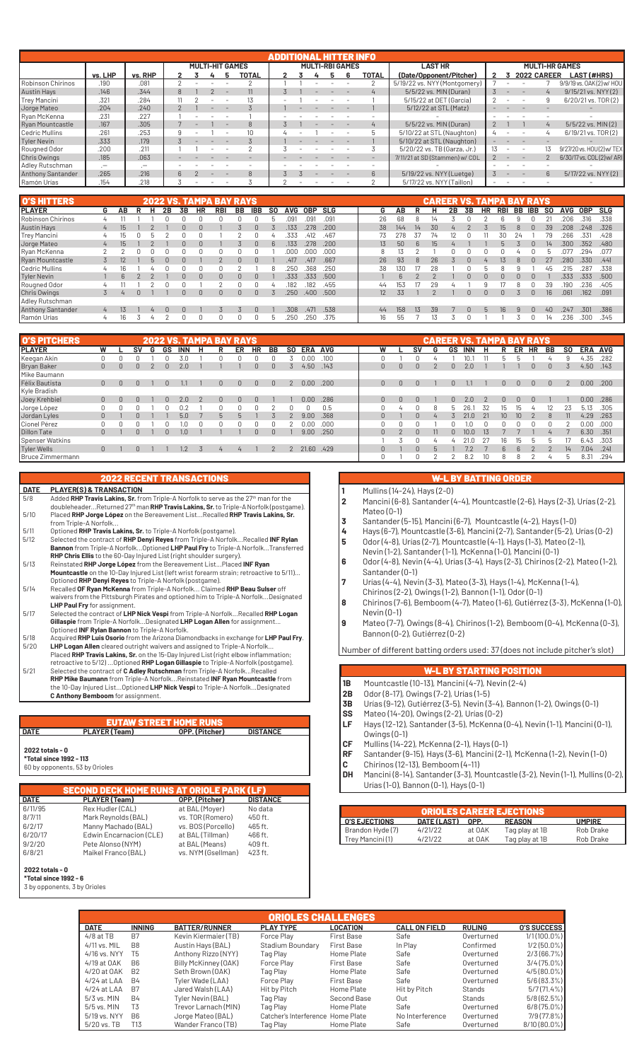## ADDITIONAL HITTER INFO

| | vs. LHP | vs. RHP | MULTI-HIT GAMES 2 | 3 | 4 | 5 | TOTAL | MULTI-RBI GAMES 2 | 3 | 4 | 5 | 6 | TOTAL | LAST HR (Date/Opponent/Pitcher) | MULTI-HR GAMES 2 | 3 | 2022 | CAREER | LAST (#HRS) |
|---|---|---|---|---|---|---|---|---|---|---|---|---|---|---|---|---|---|---|---|
| Robinson Chirinos | .190 | .081 | 2 | - | - | - | 2 | 1 | 1 | - | - | - | 2 | 5/19/22 vs. NYY (Montgomery) | 7 | - | - | 7 | 9/9/19 vs. OAK(2) w/ HOU |
| Austin Hays | .146 | .344 | 8 | 1 | 2 | - | 11 | 3 | 1 | - | - | - | 4 | 5/5/22 vs. MIN (Duran) | 3 | - | - | 4 | 9/15/21 vs. NYY (2) |
| Trey Mancini | .321 | .284 | 11 | 2 | - | - | 13 | - | 1 | - | - | - | 1 | 5/15/22 at DET (Garcia) | 2 | - | - | 9 | 6/20/21 vs. TOR (2) |
| Jorge Mateo | .204 | .240 | 2 | 1 | - | - | 3 | 1 | - | - | - | - | 1 | 5/12/22 at STL (Matz) | - | - | - | - | - |
| Ryan McKenna | .231 | .227 | 1 | - | - | - | 1 | - | - | - | - | - | - | - | - | - | - | - | - |
| Ryan Mountcastle | .167 | .305 | 7 | - | 1 | - | 8 | 3 | 1 | - | - | - | 4 | 5/5/22 vs. MIN (Duran) | 2 | 1 | 1 | 4 | 5/5/22 vs. MIN (2) |
| Cedric Mullins | .261 | .253 | 9 | - | 1 | - | 10 | 4 | - | 1 | - | - | 5 | 5/10/22 at STL (Naughton) | 4 | - | - | 4 | 6/19/21 vs. TOR (2) |
| Tyler Nevin | .333 | .179 | 3 | - | - | - | 3 | 1 | - | - | - | - | 1 | 5/10/22 at STL (Naughton) | - | - | - | - | - |
| Rougned Odor | .200 | .211 | 1 | 1 | - | - | 2 | 3 | - | - | - | - | 3 | 5/20/22 vs. TB (Garza, Jr.) | 13 | - | - | 13 | 9/27/20 vs. HOU(2) w/ TEX |
| Chris Owings | .185 | .063 | - | - | - | - | - | - | - | - | - | - | - | 7/11/21 at SD (Stammen) w/ COL | 2 | - | - | 2 | 6/30/17 vs. COL (2) w/ ARI |
| Adley Rutschman | .--- | .--- | - | - | - | - | - | - | - | - | - | - | - | - | - | - | - | - | - |
| Anthony Santander | .265 | .216 | 6 | 2 | - | - | 8 | 3 | 3 | - | - | - | 6 | 5/19/22 vs. NYY (Luetge) | 3 | - | - | 6 | 5/17/22 vs. NYY (2) |
| Ramón Urías | .154 | .218 | 3 | - | - | - | 3 | 2 | - | - | - | - | 2 | 5/17/22 vs. NYY (Taillon) | - | - | - | - | - |

## O'S HITTERS — 2022 VS. TAMPA BAY RAYS / CAREER VS. TAMPA BAY RAYS

| PLAYER | G | AB | R | H | 2B | 3B | HR | RBI | BB | IBB | SO | AVG | OBP | SLG | G | AB | R | H | 2B | 3B | HR | RBI | BB | IBB | SO | AVG | OBP | SLG |
|---|---|---|---|---|---|---|---|---|---|---|---|---|---|---|---|---|---|---|---|---|---|---|---|---|---|---|---|---|
| Robinson Chirinos | 4 | 11 | 1 | 1 | 0 | 0 | 0 | 0 | 0 | 0 | 5 | .091 | .091 | .091 | 26 | 68 | 8 | 14 | 3 | 0 | 2 | 6 | 9 | 0 | 21 | .206 | .316 | .338 |
| Austin Hays | 4 | 15 | 1 | 2 | 1 | 0 | 0 | 1 | 3 | 0 | 3 | .133 | .278 | .200 | 38 | 144 | 14 | 30 | 4 | 2 | 3 | 15 | 8 | 0 | 39 | .208 | .248 | .326 |
| Trey Mancini | 4 | 15 | 0 | 5 | 2 | 0 | 0 | 1 | 2 | 0 | 4 | .333 | .412 | .467 | 73 | 278 | 37 | 74 | 12 | 0 | 11 | 30 | 24 | 1 | 79 | .266 | .331 | .428 |
| Jorge Mateo | 4 | 15 | 1 | 2 | 1 | 0 | 0 | 1 | 3 | 0 | 6 | .133 | .278 | .200 | 13 | 50 | 6 | 15 | 4 | 1 | 1 | 5 | 3 | 0 | 14 | .300 | .352 | .480 |
| Ryan McKenna | 2 | 2 | 0 | 0 | 0 | 0 | 0 | 0 | 0 | 0 | 0 | .000 | .000 | .000 | 8 | 13 | 2 | 1 | 0 | 0 | 0 | 0 | 4 | 0 | 5 | .077 | .294 | .077 |
| Ryan Mountcastle | 3 | 12 | 1 | 5 | 0 | 0 | 1 | 2 | 0 | 0 | 3 | .417 | .417 | .667 | 26 | 93 | 8 | 26 | 3 | 0 | 4 | 13 | 8 | 0 | 27 | .280 | .330 | .441 |
| Cedric Mullins | 4 | 16 | 1 | 4 | 0 | 0 | 0 | 0 | 2 | 1 | 8 | .250 | .368 | .250 | 38 | 130 | 17 | 28 | 1 | 0 | 5 | 8 | 9 | 1 | 45 | .215 | .287 | .338 |
| Tyler Nevin | 1 | 6 | 2 | 2 | 1 | 0 | 0 | 0 | 0 | 0 | 1 | .333 | .333 | .500 | 1 | 6 | 2 | 2 | 1 | 0 | 0 | 0 | 0 | 0 | 1 | .333 | .333 | .500 |
| Rougned Odor | 4 | 11 | 1 | 2 | 0 | 0 | 1 | 2 | 0 | 0 | 4 | .182 | .182 | .455 | 44 | 153 | 17 | 29 | 4 | 1 | 9 | 17 | 8 | 0 | 39 | .190 | .236 | .405 |
| Chris Owings | 3 | 4 | 0 | 1 | 1 | 0 | 0 | 0 | 0 | 0 | 3 | .250 | .400 | .500 | 12 | 33 | 1 | 2 | 1 | 0 | 0 | 0 | 3 | 0 | 16 | .061 | .162 | .091 |
| Adley Rutschman | | | | | | | | | | | | | | | | | | | | | | | | | | | | |
| Anthony Santander | 4 | 13 | 1 | 4 | 0 | 0 | 1 | 3 | 3 | 0 | 1 | .308 | .471 | .538 | 44 | 158 | 13 | 39 | 7 | 0 | 5 | 16 | 9 | 0 | 40 | .247 | .301 | .386 |
| Ramón Urías | 4 | 16 | 3 | 4 | 2 | 0 | 0 | 0 | 0 | 0 | 5 | .250 | .250 | .375 | 16 | 55 | 7 | 13 | 3 | 0 | 1 | 3 | 0 | 1 | 14 | .236 | .300 | .345 |

## O'S PITCHERS — 2022 VS. TAMPA BAY RAYS / CAREER VS. TAMPA BAY RAYS

| PLAYER | W | L | SV | G | GS | INN | H | R | ER | HR | BB | SO | ERA | AVG | W | L | SV | G | GS | INN | H | R | ER | HR | BB | SO | ERA | AVG |
|---|---|---|---|---|---|---|---|---|---|---|---|---|---|---|---|---|---|---|---|---|---|---|---|---|---|---|---|---|
| Keegan Akin | 0 | 0 | 0 | 1 | 0 | 3.0 | 1 | 0 | 0 | 0 | 0 | 3 | 0.00 | .100 | 0 | 1 | 0 | 4 | | 10.1 | 11 | 5 | 5 | | | 9 | 4.35 | .282 |
| Bryan Baker | 0 | 0 | 0 | 2 | 0 | 2.0 | 1 | 1 | 1 | 0 | 0 | 3 | 4.50 | .143 | 0 | 0 | 0 | 2 | 0 | 2.0 | 1 | 1 | 1 | 0 | 0 | 3 | 4.50 | .143 |
| Mike Baumann | | | | | | | | | | | | | | | | | | | | | | | | | | | | |
| Félix Bautista | 0 | 0 | 0 | 1 | 0 | 1.1 | 1 | 0 | 0 | 0 | 0 | 2 | 0.00 | .200 | 0 | 0 | 0 | 1 | 0 | 1.1 | 1 | 0 | 0 | 0 | 0 | 2 | 0.00 | .200 |
| Kyle Bradish | | | | | | | | | | | | | | | | | | | | | | | | | | | | |
| Joey Krehbiel | 0 | 0 | 0 | 1 | 0 | 2.0 | 2 | 0 | 0 | 0 | 0 | 1 | 0.00 | .286 | 0 | 0 | 0 | 1 | 0 | 2.0 | 2 | 0 | 0 | 0 | 0 | 1 | 0.00 | .286 |
| Jorge López | 0 | 0 | 0 | 1 | 0 | 0.2 | 1 | 0 | 0 | 0 | 2 | 0 | 0 | 0.5 | 0 | 4 | 0 | 8 | 5 | 26.1 | 32 | 15 | 15 | 4 | 12 | 23 | 5.13 | .305 |
| Jordan Lyles | 0 | 1 | 0 | 1 | 1 | 5.0 | 7 | 5 | 5 | 1 | 3 | 2 | 9.00 | .368 | 0 | 1 | 0 | 4 | 3 | 21.0 | 21 | 10 | 10 | 2 | 8 | 11 | 4.29 | .263 |
| Cionel Pérez | 0 | 0 | 0 | 1 | 0 | 1.0 | 0 | 0 | 0 | 0 | 0 | 2 | 0.00 | .000 | 0 | 0 | 0 | 1 | 0 | 1.0 | 0 | 0 | 0 | 0 | 0 | 2 | 0.00 | .000 |
| Dillon Tate | 0 | 1 | 0 | 1 | 0 | 1.0 | 1 | 1 | 1 | 0 | 0 | 1 | 9.00 | .250 | 0 | 2 | 0 | 11 | 0 | 10.0 | 13 | 7 | 7 | 1 | 4 | 7 | 6.30 | .351 |
| Spenser Watkins | | | | | | | | | | | | | | | 1 | 3 | 0 | 4 | 4 | 21.0 | 27 | 16 | 15 | 5 | 5 | 17 | 6.43 | .303 |
| Tyler Wells | 0 | 1 | 0 | 1 | 1 | 1.2 | 3 | 4 | 4 | 1 | 2 | 2 | 21.60 | .429 | 0 | 1 | 0 | 5 | 1 | 7.2 | 7 | 6 | 6 | 2 | 2 | 14 | 7.04 | .241 |
| Bruce Zimmermann | | | | | | | | | | | | | | | 0 | 1 | 0 | 2 | 2 | 8.2 | 10 | 8 | 8 | 2 | 4 | 5 | 8.31 | .294 |

## 2022 RECENT TRANSACTIONS

| DATE | PLAYER(S) & TRANSACTION |
|---|---|
| 5/8 | Added **RHP Travis Lakins, Sr.** from Triple-A Norfolk to serve as the 27th man for the doubleheader...Returned 27th man **RHP Travis Lakins, Sr.** to Triple-A Norfolk (postgame). |
| 5/10 | Placed **RHP Jorge López** on the Bereavement List...Recalled **RHP Travis Lakins, Sr.** from Triple-A Norfolk... |
| 5/11 | Optioned **RHP Travis Lakins, Sr.** to Triple-A Norfolk (postgame). |
| 5/12 | Selected the contract of **RHP Denyi Reyes** from Triple-A Norfolk...Recalled **INF Rylan Bannon** from Triple-A Norfolk...Optioned **LHP Paul Fry** to Triple-A Norfolk...Transferred **RHP Chris Ellis** to the 60-Day Injured List (right shoulder surgery). |
| 5/13 | Reinstated **RHP Jorge López** from the Bereavement List...Placed **INF Ryan Mountcastle** on the 10-Day Injured List (left wrist forearm strain; retroactive to 5/11)...Optioned **RHP Denyi Reyes** to Triple-A Norfolk (postgame). |
| 5/14 | Recalled **OF Ryan McKenna** from Triple-A Norfolk... Claimed **RHP Beau Sulser** off waivers from the Pittsburgh Pirates and optioned him to Triple-A Norfolk...Designated **LHP Paul Fry** for assignment. |
| 5/17 | Selected the contract of **LHP Nick Vespi** from Triple-A Norfolk...Recalled **RHP Logan Gillaspie** from Triple-A Norfolk...Designated **LHP Logan Allen** for assignment...Optioned **INF Rylan Bannon** to Triple-A Norfolk. |
| 5/18 | Acquired **RHP Luis Osorio** from the Arizona Diamondbacks in exchange for **LHP Paul Fry**. |
| 5/20 | **LHP Logan Allen** cleared outright waivers and assigned to Triple-A Norfolk...Placed **RHP Travis Lakins, Sr.** on the 15-Day Injured List (right elbow inflammation; retroactive to 5/12)...Optioned **RHP Logan Gillaspie** to Triple-A Norfolk (postgame). |
| 5/21 | Selected the contract of **C Adley Rutschman** from Triple-A Norfolk...Recalled **RHP Mike Baumann** from Triple-A Norfolk...Reinstated **INF Ryan Mountcastle** from the 10-Day Injured List...Optioned **LHP Nick Vespi** to Triple-A Norfolk...Designated **C Anthony Bemboom** for assignment. |

## EUTAW STREET HOME RUNS

| DATE | PLAYER (Team) | OPP. (Pitcher) | DISTANCE |
|---|---|---|---|

**2022 totals - 0**
***Total since 1992 - 113***
60 by opponents, 53 by Orioles

## SECOND DECK HOME RUNS AT ORIOLE PARK (LF)

| DATE | PLAYER (Team) | OPP. (Pitcher) | DISTANCE |
|---|---|---|---|
| 6/11/95 | Rex Hudler (CAL) | at BAL (Moyer) | No data |
| 8/7/11 | Mark Reynolds (BAL) | vs. TOR (Romero) | 450 ft. |
| 6/2/17 | Manny Machado (BAL) | vs. BOS (Porcello) | 465 ft. |
| 6/20/17 | Edwin Encarnacion (CLE) | at BAL (Tillman) | 466 ft. |
| 9/2/20 | Pete Alonso (NYM) | at BAL (Means) | 409 ft. |
| 6/8/21 | Maikel Franco (BAL) | vs. NYM (Gsellman) | 423 ft. |

**2022 totals - 0**
***Total since 1992 - 6***
3 by opponents, 3 by Orioles

## W-L BY BATTING ORDER

1. Mullins (14-24), Hays (2-0)
2. Mancini (6-8), Santander (4-4), Mountcastle (2-6), Hays (2-3), Urías (2-2), Mateo (0-1)
3. Santander (5-15), Mancini (6-7), Mountcastle (4-2), Hays (1-0)
4. Hays (6-7), Mountcastle (3-6), Mancini (2-7), Santander (5-2), Urías (0-2)
5. Odor (4-8), Urías (2-7), Mountcastle (4-1), Hays (1-3), Mateo (2-1), Nevin (1-2), Santander (1-1), McKenna (1-0), Mancini (0-1)
6. Odor (4-8), Nevin (4-4), Urías (3-4), Hays (2-3), Chirinos (2-2), Mateo (1-2), Santander (0-1)
7. Urías (4-4), Nevin (3-3), Mateo (3-3), Hays (1-4), McKenna (1-4), Chirinos (2-2), Owings (1-2), Bannon (1-1), Odor (0-1)
8. Chirinos (7-6), Bemboom (4-7), Mateo (1-6), Gutiérrez (3-3), McKenna (1-0), Nevin (0-1)
9. Mateo (7-7), Owings (8-4), Chirinos (1-2), Bemboom (0-4), McKenna (0-3), Bannon (0-2), Gutiérrez (0-2)

Number of different batting orders used: 37 (does not include pitcher's slot)

## W-L BY STARTING POSITION

- **1B** Mountcastle (10-13), Mancini (4-7), Nevin (2-4)
- **2B** Odor (8-17), Owings (7-2), Urías (1-5)
- **3B** Urías (9-12), Gutiérrez (3-5), Nevin (3-4), Bannon (1-2), Owings (0-1)
- **SS** Mateo (14-20), Owings (2-2), Urías (0-2)
- **LF** Hays (12-12), Santander (3-5), McKenna (0-4), Nevin (1-1), Mancini (0-1), Owings (0-1)
- **CF** Mullins (14-22), McKenna (2-1), Hays (0-1)
- **RF** Santander (9-15), Hays (3-6), Mancini (2-1), McKenna (1-2), Nevin (1-0)
- **C** Chirinos (12-13), Bemboom (4-11)
- **DH** Mancini (8-14), Santander (3-3), Mountcastle (3-2), Nevin (1-1), Mullins (0-2), Urías (1-0), Bannon (0-1), Hays (0-1)

## ORIOLES CAREER EJECTIONS

| O'S EJECTIONS | DATE (LAST) | OPP. | REASON | UMPIRE |
|---|---|---|---|---|
| Brandon Hyde (7) | 4/21/22 | at OAK | Tag play at 1B | Rob Drake |
| Trey Mancini (1) | 4/21/22 | at OAK | Tag play at 1B | Rob Drake |

## ORIOLES CHALLENGES

| DATE | INNING | BATTER/RUNNER | PLAY TYPE | LOCATION | CALL ON FIELD | RULING | O'S SUCCESS |
|---|---|---|---|---|---|---|---|
| 4/8 at TB | B7 | Kevin Kiermaier (TB) | Force Play | First Base | Safe | Overturned | 1/1 (100.0%) |
| 4/11 vs. MIL | B8 | Austin Hays (BAL) | Stadium Boundary | First Base | In Play | Confirmed | 1/2 (50.0%) |
| 4/16 vs. NYY | T5 | Anthony Rizzo (NYY) | Tag Play | Home Plate | Safe | Overturned | 2/3 (66.7%) |
| 4/19 at OAK | B6 | Billy McKinney (OAK) | Force Play | First Base | Safe | Overturned | 3/4 (75.0%) |
| 4/20 at OAK | B2 | Seth Brown (OAK) | Tag Play | Home Plate | Safe | Overturned | 4/5 (80.0%) |
| 4/24 at LAA | B4 | Tyler Wade (LAA) | Force Play | First Base | Safe | Overturned | 5/6 (83.3%) |
| 4/24 at LAA | B7 | Jared Walsh (LAA) | Hit by Pitch | Home Plate | Hit by Pitch | Stands | 5/7 (71.4%) |
| 5/3 vs. MIN | B4 | Tyler Nevin (BAL) | Tag Play | Second Base | Out | Stands | 5/8 (62.5%) |
| 5/5 vs. MIN | T3 | Trevor Larnach (MIN) | Tag Play | Home Plate | Safe | Overturned | 6/8 (75.0%) |
| 5/19 vs. NYY | B6 | Jorge Mateo (BAL) | Catcher's Interference | Home Plate | No Interference | Overturned | 7/9 (77.8%) |
| 5/20 vs. TB | T13 | Wander Franco (TB) | Tag Play | Home Plate | Safe | Overturned | 8/10 (80.0%) |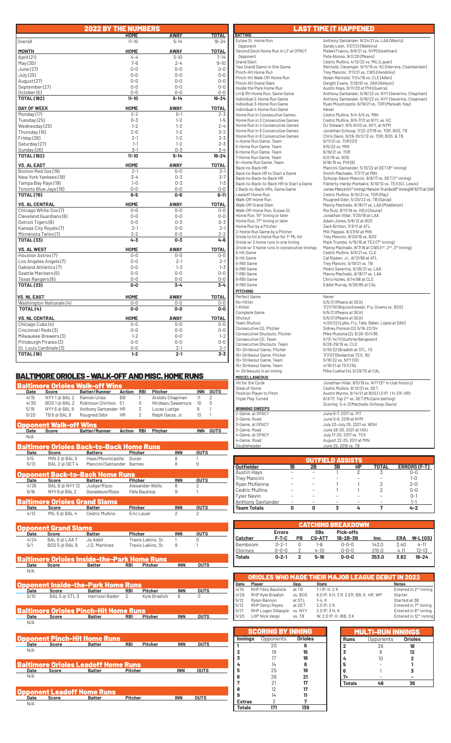## 2022 BY THE NUMBERS

| | HOME | AWAY | TOTAL |
|---|---|---|---|
| Overall | 11-10 | 5-14 | 16-24 |

| MONTH | HOME | AWAY | TOTAL |
|---|---|---|---|
| April (21) | 4-4 | 3-10 | 7-14 |
| May (30) | 7-6 | 2-4 | 9-10 |
| June (27) | 0-0 | 0-0 | 0-0 |
| July (25) | 0-0 | 0-0 | 0-0 |
| August (27) | 0-0 | 0-0 | 0-0 |
| September (27) | 0-0 | 0-0 | 0-0 |
| October (5) | 0-0 | 0-0 | 0-0 |
| TOTAL (162) | 11-10 | 5-14 | 16-24 |

| DAY OF WEEK | HOME | AWAY | TOTAL |
|---|---|---|---|
| Monday (17) | 2-2 | 0-1 | 2-3 |
| Tuesday (25) | 0-3 | 1-2 | 1-5 |
| Wednesday (25) | 1-2 | 1-2 | 2-4 |
| Thursday (16) | 2-0 | 1-2 | 3-2 |
| Friday (26) | 2-1 | 1-2 | 3-3 |
| Saturday (27) | 1-1 | 1-2 | 2-3 |
| Sunday (26) | 3-1 | 0-3 | 3-4 |
| TOTAL (162) | 11-10 | 5-14 | 16-24 |

| VS. AL EAST | HOME | AWAY | TOTAL |
|---|---|---|---|
| Boston Red Sox (19) | 2-1 | 0-0 | 2-1 |
| New York Yankees (19) | 3-4 | 0-3 | 3-7 |
| Tampa Bay Rays (19) | 1-0 | 0-3 | 1-3 |
| Toronto Blue Jays (19) | 0-0 | 0-0 | 0-0 |
| TOTAL (76) | 6-5 | 0-6 | 6-11 |

| VS. AL CENTRAL | HOME | AWAY | TOTAL |
|---|---|---|---|
| Chicago White Sox (7) | 0-0 | 0-0 | 0-0 |
| Cleveland Guardians (6) | 0-0 | 0-0 | 0-0 |
| Detroit Tigers (6) | 0-0 | 0-3 | 0-3 |
| Kansas City Royals (7) | 2-1 | 0-0 | 2-1 |
| Minnesota Twins (7) | 2-2 | 0-0 | 2-2 |
| TOTAL (33) | 4-3 | 0-3 | 4-6 |

| VS. AL WEST | HOME | AWAY | TOTAL |
|---|---|---|---|
| Houston Astros (7) | 0-0 | 0-0 | 0-0 |
| Los Angeles Angels (7) | 0-0 | 2-1 | 2-1 |
| Oakland Athletics (7) | 0-0 | 1-3 | 1-3 |
| Seattle Mariners (6) | 0-0 | 0-0 | 0-0 |
| Texas Rangers (6) | 0-0 | 0-0 | 0-0 |
| TOTAL (33) | 0-0 | 3-4 | 3-4 |

| VS. NL EAST | HOME | AWAY | TOTAL |
|---|---|---|---|
| Washington Nationals (4) | 0-0 | 0-0 | 0-0 |
| TOTAL (4) | 0-0 | 0-0 | 0-0 |

| VS. NL CENTRAL | HOME | AWAY | TOTAL |
|---|---|---|---|
| Chicago Cubs (4) | 0-0 | 0-0 | 0-0 |
| Cincinnati Reds (3) | 0-0 | 0-0 | 0-0 |
| Milwaukee Brewers (3) | 1-2 | 0-0 | 1-2 |
| Pittsburgh Pirates (3) | 0-0 | 0-0 | 0-0 |
| St. Louis Cardinals (3) | 0-0 | 2-1 | 2-1 |
| TOTAL (16) | 1-2 | 2-1 | 3-3 |

## BALTIMORE ORIOLES - WALK-OFF AND MISC. HOME RUNS

### Baltimore Orioles Walk-off Wins

| Date | Score | Batter/Runner | Action | RBI | Pitcher | INN | OUTS |
|---|---|---|---|---|---|---|---|
| 4/15 | NYY 1 @ BAL 2 | Ramón Urías | BB | 1 | Aroldis Chapman | 11 | 2 |
| 4/30 | BOS 1 @ BAL 2 | Robinson Chirinos | E1 | 0 | Hirokazu Sawamura | 10 | 0 |
| 5/19 | NYY 6 @ BAL 9 | Anthony Santander | HR | 3 | Lucas Luetge | 9 | 1 |
| 5/20 | TB 6 @ BAL 8 | Rougned Odor | HR | 2 | Ralph Garza, Jr. | 13 | 1 |

### Opponent Walk-off Wins

| Date | Score | Batter/Runner | Action | RBI | Pitcher | INN | OUTS |
|---|---|---|---|---|---|---|---|
| N/A | | | | | | | |

### Baltimore Orioles Back-to-Back Home Runs

| Date | Score | Batters | Pitcher | INN | OUTS |
|---|---|---|---|---|---|
| 5/5 | MIN 3 @ BAL 5 | Hays/Mountcastle | Duran | 8 | 1 |
| 5/13 | BAL 2 @ DET 4 | Mancini/Santander | Barnes | 8 | 0 |

### Opponent Back-to-Back Home Runs

| Date | Score | Batters | Pitcher | INN | OUTS |
|---|---|---|---|---|---|
| 4/26 | BAL 8 @ NYY 12 | Judge/Rizzo | Alexander Wells | 8 | 2 |
| 5/16 | NYY 6 @ BAL 2 | Donaldson/Rizzo | Félix Bautista | 9 | 1 |

### Baltimore Orioles Grand Slams

| Date | Score | Batter | Pitcher | INN | OUTS |
|---|---|---|---|---|---|
| 4/12 | MIL 5 @ BAL 4 | Cedric Mullins | Eric Lauer | 2 | 2 |

### Opponent Grand Slams

| Date | Score | Batter | Pitcher | INN | OUTS |
|---|---|---|---|---|---|
| 4/24 | BAL 6 @ LAA 7 | Jo Adell | Travis Lakins, Sr. | 1 | 0 |
| 5/1 | BOS 5 @ BAL 9 | J.D. Martinez | Travis Lakins, Sr. | 9 | 1 |

### Baltimore Orioles Inside-the-Park Home Runs

| Date | Score | Batter | RBI | Pitcher | INN | OUTS |
|---|---|---|---|---|---|---|
| N/A | | | | | | |

### Opponent Inside-the-Park Home Runs

| Date | Score | Batter | RBI | Pitcher | INN | OUTS |
|---|---|---|---|---|---|---|
| 5/10 | BAL 5 @ STL 3 | Harrison Bader | 2 | Kyle Bradish | 6 | 0 |

### Baltimore Orioles Pinch-Hit Home Runs

| Date | Score | Batter | RBI | Pitcher | INN | OUTS |
|---|---|---|---|---|---|---|
| N/A | | | | | | |

### Opponent Pinch-Hit Home Runs

| Date | Score | Batter | RBI | Pitcher | INN | OUTS |
|---|---|---|---|---|---|---|
| N/A | | | | | | |

### Baltimore Orioles Leadoff Home Runs

| Date | Score | Batter | Pitcher | INN | OUTS |
|---|---|---|---|---|---|
| N/A | | | | | |

### Opponent Leadoff Home Runs

| Date | Score | Batter | Pitcher | INN | OUTS |
|---|---|---|---|---|---|
| N/A | | | | | |

## LAST TIME IT HAPPENED

| BATTING | |
|---|---|
| Eutaw St. Home Run | Anthony Santander, 8/24/21 vs. LAA (Wantz) |
| Opponent | Sandy León, 7/27/21 (Watkins) |
| Second Deck Home Run in LF at OPACY | Maikel Franco, 6/8/21 vs. NYM (Gsellman) |
| Opponent | Pete Alonso, 9/2/20 (Means) |
| Grand Slam | Cedric Mullins, 4/12/22 vs. MIL (Lauer) |
| Two Grand Slams in One Game | Reimold, Clevenger, 9/11/15 vs. KC (Herrera, Chamberlain) |
| Pinch-Hit Home Run | Trey Mancini, 7/11/21 vs. CWS (Hendriks) |
| Pinch-Hit Walk-Off Home Run | Nolan Reimold, 7/24/16 vs. CLE (Allen) |
| Pinch-Hit Grand Slam | Dwight Evans, 7/26/91 vs. OAK (Nelson) |
| Inside the Park Home Run | Austin Hays, 8/11/20 at PHI (Guerra) |
| LH & RH Home Run, Same Game | Anthony Santander, 5/16/22 vs. NYY (Severino, Chapman) |
| Individual 2-Home Run Game | Anthony Santander, 5/16/22 vs. NYY (Severino, Chapman) |
| Individual 3-Home Run Game | Ryan Mountcastle, 6/19/21 vs. TOR (Manoah, Kay) |
| Individual 4-Home Run Game | Never |
| Home Run in Consecutive Games | Cedric Mullins, 5/4-5/5 vs. MIN |
| Home Run in 3 Consecutive Games | Cedric Mullins, 9/5-7/21 at NYY, vs. KC |
| Home Run in 4 Consecutive Games | DJ Stewart, 9/5-9/20 vs. NYY, at NYM |
| Home Run in 5 Consecutive Games | Jonathan Schoop, 7/22-27/18 vs. TOR, BOS, TB |
| Home Run in 6 Consecutive Games | Chris Davis, 9/26-10/2/12 vs. TOR, BOS, & TB |
| 4-Home Run Game, Team | 9/11/21 vs. TOR (G1) |
| 5-Home Run Game, Team | 5/5/22 vs. MIN |
| 6-Home Run Game, Team | 6/19/21 vs. TOR |
| 7-Home Run Game, Team | 6/2/16 vs. BOS |
| 8+-Home Run Game, Team | 6/16/15 vs. PHI (8) |
| Back-to-Back HR | Mancini-Santander, 5/13/22 at DET (8th inning) |
| Back-to-Back HR to Start a Game | Smith-Machado, 7/7/17 at MIN |
| Back-to-Back-to-Back HR | Schoop-Davis-Mancini, 8/6/17 vs. DET (1st inning) |
| Back-to-Back-to-Back HR to Start a Game | Flaherty-Hardy-Markakis, 5/10/12 vs. TEX (G1, Lewis) |
| 2 Back-to-Back HRs, Same Game | Jones-Mancini (4th inning), Mancini-Trumbo (6th inning) 8/10/17 at OAK |
| Leadoff Home Run | Cedric Mullins, 9/10/21 vs. TOR (Ray) |
| Walk-Off Home Run | Rougned Odor, 5/20/22 vs. TB (Garza) |
| Walk-Off Grand Slam | Manny Machado, 8/18/17 vs. LAA (Middleton) |
| Walk-Off Home Run, Eutaw St. | Rio Ruiz, 8/11/19 vs. HOU (Osuna) |
| Home Run, 15th Inning or later | Jonathan Villar, 7/25/19 at LAA |
| Home Run, 17th Inning or later | Adam Jones, 5/6/12 at BOS |
| Home Run by a Pitcher | Zack Britton, 7/3/11 at ATL |
| 2-Home Run Game by a Pitcher | Milt Pappas, 8/27/61 at MIN |
| Oriole to hit a Home Run for 1st ML hit | Trey Mancini, 9/20/16 vs. BOS |
| Oriole w/ 2 home runs in one inning | Mark Trumbo, 4/15/16 at TEX (7th inning) |
| Oriole w/ 3 home runs in consecutive innings | Manny Machado, 8/7/16 at CWS (1st, 2nd, 3rd inning) |
| 5-Hit Game | Cedric Mullins, 6/5/21 vs. CLE |
| 6-Hit Game | Cal Ripken, Jr., 6/13/99 at ATL |
| 5-RBI Game | Trey Mancini, 5/19/21 vs. TB |
| 6-RBI Game | Pedro Severino, 8/26/21 vs. LAA |
| 7-RBI Game | Manny Machado, 8/18/17 vs. LAA |
| 8-RBI Game | Chris Hoiles, 8/14/98 at CLE |
| 9-RBI Game | Eddie Murray, 8/26/85 at CAL |

| PITCHING | |
|---|---|
| Perfect Game | Never |
| No-Hitter | 5/5/21 (Means at SEA) |
| 1-Hitter | 7/21/19 (Wojciechowski, Fry, Givens vs. BOS) |
| Complete Game | 5/5/21 (Means at SEA) |
| Shutout | 5/5/21 (Means at SEA) |
| Team Shutout | 4/20/22 (Lyles, Fry, Tate, Baker, López at OAK) |
| Consecutive CG, Pitcher | Sidney Ponson (2), 5/16-22/04 |
| Consecutive Shutouts, Pitcher | Mike Mussina (2), 9/26-10/1/95 |
| Consecutive CG, Team | 5/13-14/11 (Guthrie/Bergesen) |
| Consecutive Shutouts, Team | 6/28-29/19 vs. CLE |
| 10+ Strikeout Game, Pitcher | 5/10/22 (Bradish at STL, 11) |
| 15+ Strikeout Game, Pitcher | 7/7/07 (Bedard at TEX, 15) |
| 10+ Strikeout Game, Team | 5/18/22 vs. NYY (10) |
| 15+ Strikeout Game, Team | 4/16/21 at TEX (15) |
| 4+ Strikeouts in an inning | Mike Cuellar (4), 5/29/70 at CAL |

| MISCELLANEOUS | |
|---|---|
| Hit for the Cycle | Jonathan Villar, 8/5/19 vs. NYY (5th in club history) |
| Steal of Home | Cedric Mullins, 8/12/21 vs. DET |
| Position Player to Pitch | Austin Wynns, 8/14/21 at BOS (1.0 IP, 1 H, ER, HR) |
| Triple Play Turned | 8/3/17, Top 2nd vs. DET (McCann batting) |
| | Scoring: 5-4-3 (Machado-Schoop-Davis) |

| WINNING SWEEPS | |
|---|---|
| 2-Game, at OPACY | June 6-7, 2017 vs. PIT |
| 2-Game, Road | June 5-6, 2018 at NYM |
| 3-Game, at OPACY | July 23-July 25, 2021 vs. WSH |
| 3-Game, Road | June 28-30, 2021 at HOU |
| 4-Game, at OPACY | July 17-20, 2017 vs. TEX |
| 4-Game, Road | August 22-25, 2011 at MIN |
| Doubleheader | June 25, 2016 vs. TB |

## OUTFIELD ASSISTS

| Outfielder | 1B | 2B | 3B | HP | TOTAL | ERRORS (F-T) |
|---|---|---|---|---|---|---|
| Austin Hays | - | - | 1 | 2 | 3 | 0-0 |
| Trey Mancini | - | - | - | - | - | 1-0 |
| Ryan McKenna | - | - | 1 | 1 | 2 | 2-0 |
| Cedric Mullins | - | - | 1 | 1 | 2 | 0-0 |
| Tyler Nevin | - | - | - | - | - | 0-1 |
| Anthony Santander | - | - | - | - | - | 1-1 |
| Team Totals | 0 | 0 | 3 | 4 | 7 | 4-2 |

## CATCHING BREAKDOWN

| Catcher | Errors F-T-C | PB | SBs CS-ATT | Pick-offs 1B-2B-3B | Inn. | ERA | W-L (GS) |
|---|---|---|---|---|---|---|---|
| Bemboom | 0-2-1 | 0 | 1-6 | 0-0-0 | 143.0 | 3.40 | 4-11 |
| Chirinos | 0-0-0 | 2 | 4-10 | 0-0-0 | 210.0 | 4.11 | 12-13 |
| Totals | 0-2-1 | 2 | 5-16 | 0-0-0 | 353.0 | 3.82 | 16-24 |

## ORIOLES WHO MADE THEIR MAJOR LEAGUE DEBUT IN 2022

| Date | Player | Opp. | Stats | Notes |
|---|---|---|---|---|
| 4/10 | RHP Félix Bautista | at TB | 1.1 IP, H, 2 K | Entered in 2nd inning |
| 4/29 | RHP Kyle Bradish | vs. BOS | 6.0 IP, 5 H, 3 R, 2 ER, BB, K, HR, WP | Starter |
| 5/12 | Rylan Bannon | at STL | 1-4, K | Started at 3B |
| 5/13 | RHP Denyi Reyes | at DET | 2.0 IP, 2 K | Entered in 7th inning |
| 5/17 | RHP Logan Gillaspie | vs. NYY | 2.0 IP, 3 H, K | Entered in 8th inning |
| 5/20 | LHP Nick Vespi | vs. TB | W, 2.0 IP, H, IBB, 3 K | Entered in 12th inning |

## SCORING BY INNING

| Innings | Opponents | Orioles |
|---|---|---|
| 1 | 20 | 6 |
| 2 | 19 | 15 |
| 3 | 17 | 18 |
| 4 | 14 | 8 |
| 5 | 25 | 19 |
| 6 | 26 | 21 |
| 7 | 21 | 17 |
| 8 | 12 | 17 |
| 9 | 14 | 11 |
| Extras | 3 | 7 |
| Totals | 171 | 139 |

## MULTI-RUN INNINGS

| Runs | Opponents | Orioles |
|---|---|---|
| 2 | 26 | 18 |
| 3 | 9 | 12 |
| 4 | 10 | 2 |
| 5 | - | 1 |
| 6 | 1 | 3 |
| 7+ | - | - |
| Totals | 46 | 36 |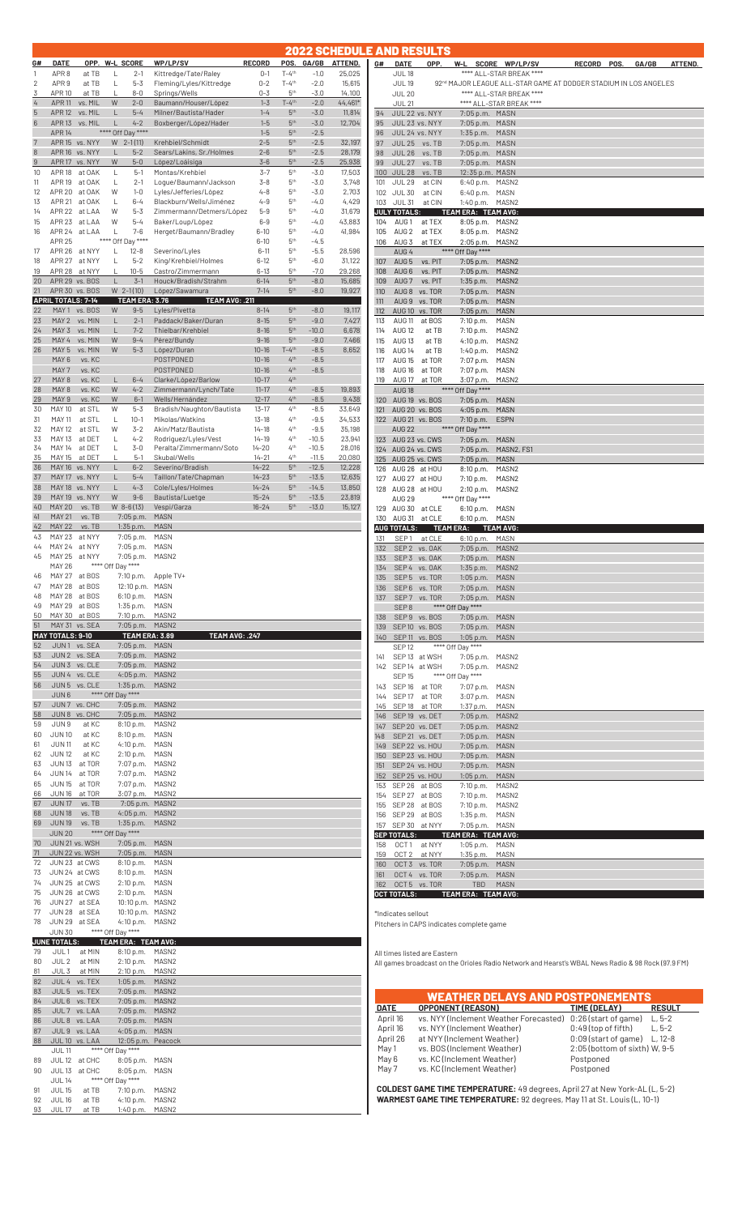# 2022 SCHEDULE AND RESULTS

| G# | DATE | OPP. | W-L | SCORE | WP/LP/SV | RECORD | POS. | GA/GB | ATTEND. |
|---|---|---|---|---|---|---|---|---|---|
| 1 | APR 8 | at TB | L | 2-1 | Kittredge/Tate/Raley | 0-1 | T-4th | -1.0 | 25,025 |
| 2 | APR 9 | at TB | L | 5-3 | Fleming/Lyles/Kittredge | 0-2 | T-4th | -2.0 | 15,615 |
| 3 | APR 10 | at TB | L | 8-0 | Springs/Wells | 0-3 | 5th | -3.0 | 14,100 |
| 4 | APR 11 | vs. MIL | W | 2-0 | Baumann/Houser/López | 1-3 | T-4th | -2.0 | 44,461* |
| 5 | APR 12 | vs. MIL | L | 5-4 | Milner/Bautista/Hader | 1-4 | 5th | -3.0 | 11,814 |
| 6 | APR 13 | vs. MIL | L | 4-2 | Boxberger/López/Hader | 1-5 | 5th | -3.0 | 12,704 |
| | APR 14 | **** Off Day **** | | | | 1-5 | 5th | -2.5 | |
| 7 | APR 15 | vs. NYY | W | 2-1 (11) | Krehbiel/Schmidt | 2-5 | 5th | -2.5 | 32,197 |
| 8 | APR 16 | vs. NYY | L | 5-2 | Sears/Lakins, Sr./Holmes | 2-6 | 5th | -2.5 | 28,179 |
| 9 | APR 17 | vs. NYY | W | 5-0 | López/Loáisiga | 3-6 | 5th | -2.5 | 25,938 |
| 10 | APR 18 | at OAK | L | 5-1 | Montas/Krehbiel | 3-7 | 5th | -3.0 | 17,503 |
| 11 | APR 19 | at OAK | L | 2-1 | Logue/Baumann/Jackson | 3-8 | 5th | -3.0 | 3,748 |
| 12 | APR 20 | at OAK | W | 1-0 | Lyles/Jefferies/López | 4-8 | 5th | -3.0 | 2,703 |
| 13 | APR 21 | at OAK | L | 6-4 | Blackburn/Wells/Jiménez | 4-9 | 5th | -4.0 | 4,429 |
| 14 | APR 22 | at LAA | W | 5-3 | Zimmermann/Detmers/López | 5-9 | 5th | -4.0 | 31,679 |
| 15 | APR 23 | at LAA | W | 5-4 | Baker/Loup/López | 6-9 | 5th | -4.0 | 43,883 |
| 16 | APR 24 | at LAA | L | 7-6 | Herget/Baumann/Bradley | 6-10 | 5th | -4.0 | 41,984 |
| | APR 25 | **** Off Day **** | | | | 6-10 | 5th | -4.5 | |
| 17 | APR 26 | at NYY | L | 12-8 | Severino/Lyles | 6-11 | 5th | -5.5 | 28,596 |
| 18 | APR 27 | at NYY | L | 5-2 | King/Krehbiel/Holmes | 6-12 | 5th | -6.0 | 31,122 |
| 19 | APR 28 | at NYY | L | 10-5 | Castro/Zimmermann | 6-13 | 5th | -7.0 | 29,268 |
| 20 | APR 29 | vs. BOS | L | 3-1 | Houck/Bradish/Strahm | 6-14 | 5th | -8.0 | 15,685 |
| 21 | APR 30 | vs. BOS | W | 2-1 (10) | López/Sawamura | 7-14 | 5th | -8.0 | 19,927 |
| **APRIL TOTALS: 7-14** | | | | **TEAM ERA: 3.76** | **TEAM AVG: .211** | | | | |
| 22 | MAY 1 | vs. BOS | W | 9-5 | Lyles/Pivetta | 8-14 | 5th | -8.0 | 19,117 |
| 23 | MAY 2 | vs. MIN | L | 2-1 | Paddack/Baker/Duran | 8-15 | 5th | -9.0 | 7,427 |
| 24 | MAY 3 | vs. MIN | L | 7-2 | Thielbar/Krehbiel | 8-16 | 5th | -10.0 | 6,678 |
| 25 | MAY 4 | vs. MIN | W | 9-4 | Pérez/Bundy | 9-16 | 5th | -9.0 | 7,466 |
| 26 | MAY 5 | vs. MIN | W | 5-3 | López/Duran | 10-16 | T-4th | -8.5 | 8,652 |
| | MAY 6 | vs. KC | | | POSTPONED | 10-16 | 4th | -8.5 | |
| | MAY 7 | vs. KC | | | POSTPONED | 10-16 | 4th | -8.5 | |
| 27 | MAY 8 | vs. KC | L | 6-4 | Clarke/López/Barlow | 10-17 | 4th | | |
| 28 | MAY 8 | vs. KC | W | 4-2 | Zimmermann/Lynch/Tate | 11-17 | 4th | -8.5 | 19,883 |
| 29 | MAY 9 | vs. KC | W | 6-1 | Wells/Hernández | 12-17 | 4th | -8.5 | 9,438 |
| 30 | MAY 10 | at STL | W | 5-3 | Bradish/Naughton/Bautista | 13-17 | 4th | -8.5 | 33,649 |
| 31 | MAY 11 | at STL | L | 10-1 | Mikolas/Watkins | 13-18 | 4th | -9.5 | 34,533 |
| 32 | MAY 12 | at STL | W | 3-2 | Akin/Matz/Bautista | 14-18 | 4th | -9.5 | 35,198 |
| 33 | MAY 13 | at DET | L | 4-2 | Rodriguez/Lyles/Vest | 14-19 | 4th | -10.5 | 23,941 |
| 34 | MAY 14 | at DET | L | 3-0 | Peralta/Zimmermann/Soto | 14-20 | 4th | -10.5 | 28,016 |
| 35 | MAY 15 | at DET | L | 5-1 | Skubal/Wells | 14-21 | 4th | -11.5 | 20,080 |
| 36 | MAY 16 | vs. NYY | L | 6-2 | Severino/Bradish | 14-22 | 5th | -12.5 | 12,228 |
| 37 | MAY 17 | vs. NYY | L | 5-4 | Taillon/Tate/Chapman | 14-23 | 5th | -13.5 | 12,635 |
| 38 | MAY 18 | vs. NYY | L | 4-3 | Cole/Lyles/Holmes | 14-24 | 5th | -14.5 | 13,850 |
| 39 | MAY 19 | vs. NYY | W | 9-6 | Bautista/Luetge | 15-24 | 5th | -13.5 | 23,819 |
| 40 | MAY 20 | vs. TB | W | 8-6 (13) | Vespi/Garza | 16-24 | 5th | -13.0 | 15,127 |
| 41 | MAY 21 | vs. TB | | 7:05 p.m. | MASN | | | | |
| 42 | MAY 22 | vs. TB | | 1:35 p.m. | MASN | | | | |
| 43 | MAY 23 | at NYY | | 7:05 p.m. | MASN | | | | |
| 44 | MAY 24 | at NYY | | 7:05 p.m. | MASN | | | | |
| 45 | MAY 25 | at NYY | | 7:05 p.m. | MASN2 | | | | |
| | MAY 26 | **** Off Day **** | | | | | | | |
| 46 | MAY 27 | at BOS | | 7:10 p.m. | Apple TV+ | | | | |
| 47 | MAY 28 | at BOS | | 12:10 p.m. | MASN | | | | |
| 48 | MAY 28 | at BOS | | 6:10 p.m. | MASN | | | | |
| 49 | MAY 29 | at BOS | | 1:35 p.m. | MASN | | | | |
| 50 | MAY 30 | at BOS | | 7:10 p.m. | MASN2 | | | | |
| 51 | MAY 31 | vs. SEA | | 7:05 p.m. | MASN2 | | | | |
| **MAY TOTALS: 9-10** | | | | **TEAM ERA: 3.89** | **TEAM AVG: .247** | | | | |
| 52 | JUN 1 | vs. SEA | | 7:05 p.m. | MASN | | | | |
| 53 | JUN 2 | vs. SEA | | 7:05 p.m. | MASN2 | | | | |
| 54 | JUN 3 | vs. CLE | | 7:05 p.m. | MASN2 | | | | |
| 55 | JUN 4 | vs. CLE | | 4:05 p.m. | MASN2 | | | | |
| 56 | JUN 5 | vs. CLE | | 1:35 p.m. | MASN2 | | | | |
| | JUN 6 | **** Off Day **** | | | | | | | |
| 57 | JUN 7 | vs. CHC | | 7:05 p.m. | MASN2 | | | | |
| 58 | JUN 8 | vs. CHC | | 7:05 p.m. | MASN2 | | | | |
| 59 | JUN 9 | at KC | | 8:10 p.m. | MASN2 | | | | |
| 60 | JUN 10 | at KC | | 8:10 p.m. | MASN | | | | |
| 61 | JUN 11 | at KC | | 4:10 p.m. | MASN | | | | |
| 62 | JUN 12 | at KC | | 2:10 p.m. | MASN | | | | |
| 63 | JUN 13 | at TOR | | 7:07 p.m. | MASN2 | | | | |
| 64 | JUN 14 | at TOR | | 7:07 p.m. | MASN2 | | | | |
| 65 | JUN 15 | at TOR | | 7:07 p.m. | MASN2 | | | | |
| 66 | JUN 16 | at TOR | | 3:07 p.m. | MASN2 | | | | |
| 67 | JUN 17 | vs. TB | | 7:05 p.m. | MASN2 | | | | |
| 68 | JUN 18 | vs. TB | | 4:05 p.m. | MASN2 | | | | |
| 69 | JUN 19 | vs. TB | | 1:35 p.m. | MASN2 | | | | |
| | JUN 20 | **** Off Day **** | | | | | | | |
| 70 | JUN 21 | vs. WSH | | 7:05 p.m. | MASN | | | | |
| 71 | JUN 22 | vs. WSH | | 7:05 p.m. | MASN | | | | |
| 72 | JUN 23 | at CWS | | 8:10 p.m. | MASN | | | | |
| 73 | JUN 24 | at CWS | | 8:10 p.m. | MASN | | | | |
| 74 | JUN 25 | at CWS | | 2:10 p.m. | MASN | | | | |
| 75 | JUN 26 | at CWS | | 2:10 p.m. | MASN | | | | |
| 76 | JUN 27 | at SEA | | 10:10 p.m. | MASN2 | | | | |
| 77 | JUN 28 | at SEA | | 10:10 p.m. | MASN2 | | | | |
| 78 | JUN 29 | at SEA | | 4:10 p.m. | MASN2 | | | | |
| | JUN 30 | **** Off Day **** | | | | | | | |
| **JUNE TOTALS:** | | | | **TEAM ERA:** | **TEAM AVG:** | | | | |
| 79 | JUL 1 | at MIN | | 8:10 p.m. | MASN2 | | | | |
| 80 | JUL 2 | at MIN | | 2:10 p.m. | MASN2 | | | | |
| 81 | JUL 3 | at MIN | | 2:10 p.m. | MASN2 | | | | |
| 82 | JUL 4 | vs. TEX | | 1:05 p.m. | MASN2 | | | | |
| 83 | JUL 5 | vs. TEX | | 7:05 p.m. | MASN2 | | | | |
| 84 | JUL 6 | vs. TEX | | 7:05 p.m. | MASN2 | | | | |
| 85 | JUL 7 | vs. LAA | | 7:05 p.m. | MASN2 | | | | |
| 86 | JUL 8 | vs. LAA | | 7:05 p.m. | MASN | | | | |
| 87 | JUL 9 | vs. LAA | | 4:05 p.m. | MASN | | | | |
| 88 | JUL 10 | vs. LAA | | 12:05 p.m. | Peacock | | | | |
| | JUL 11 | **** Off Day **** | | | | | | | |
| 89 | JUL 12 | at CHC | | 8:05 p.m. | MASN | | | | |
| 90 | JUL 13 | at CHC | | 8:05 p.m. | MASN | | | | |
| | JUL 14 | **** Off Day **** | | | | | | | |
| 91 | JUL 15 | at TB | | 7:10 p.m. | MASN2 | | | | |
| 92 | JUL 16 | at TB | | 4:10 p.m. | MASN2 | | | | |
| 93 | JUL 17 | at TB | | 1:40 p.m. | MASN2 | | | | |
| | JUL 18 | **** ALL-STAR BREAK **** | | | | | | | |
| | JUL 19 | 92nd MAJOR LEAGUE ALL-STAR GAME AT DODGER STADIUM IN LOS ANGELES | | | | | | | |
| | JUL 20 | **** ALL-STAR BREAK **** | | | | | | | |
| | JUL 21 | **** ALL-STAR BREAK **** | | | | | | | |
| 94 | JUL 22 | vs. NYY | | 7:05 p.m. | MASN | | | | |
| 95 | JUL 23 | vs. NYY | | 7:05 p.m. | MASN | | | | |
| 96 | JUL 24 | vs. NYY | | 1:35 p.m. | MASN | | | | |
| 97 | JUL 25 | vs. TB | | 7:05 p.m. | MASN | | | | |
| 98 | JUL 26 | vs. TB | | 7:05 p.m. | MASN | | | | |
| 99 | JUL 27 | vs. TB | | 7:05 p.m. | MASN | | | | |
| 100 | JUL 28 | vs. TB | | 12:35 p.m. | MASN | | | | |
| 101 | JUL 29 | at CIN | | 6:40 p.m. | MASN2 | | | | |
| 102 | JUL 30 | at CIN | | 6:40 p.m. | MASN | | | | |
| 103 | JUL 31 | at CIN | | 1:40 p.m. | MASN2 | | | | |
| **JULY TOTALS:** | | | | **TEAM ERA:** | **TEAM AVG:** | | | | |
| 104 | AUG 1 | at TEX | | 8:05 p.m. | MASN2 | | | | |
| 105 | AUG 2 | at TEX | | 8:05 p.m. | MASN2 | | | | |
| 106 | AUG 3 | at TEX | | 2:05 p.m. | MASN2 | | | | |
| | AUG 4 | **** Off Day **** | | | | | | | |
| 107 | AUG 5 | vs. PIT | | 7:05 p.m. | MASN2 | | | | |
| 108 | AUG 6 | vs. PIT | | 7:05 p.m. | MASN2 | | | | |
| 109 | AUG 7 | vs. PIT | | 1:35 p.m. | MASN2 | | | | |
| 110 | AUG 8 | vs. TOR | | 7:05 p.m. | MASN | | | | |
| 111 | AUG 9 | vs. TOR | | 7:05 p.m. | MASN | | | | |
| 112 | AUG 10 | vs. TOR | | 7:05 p.m. | MASN | | | | |
| 113 | AUG 11 | at BOS | | 7:10 p.m. | MASN | | | | |
| 114 | AUG 12 | at TB | | 7:10 p.m. | MASN2 | | | | |
| 115 | AUG 13 | at TB | | 4:10 p.m. | MASN2 | | | | |
| 116 | AUG 14 | at TB | | 1:40 p.m. | MASN2 | | | | |
| 117 | AUG 15 | at TOR | | 7:07 p.m. | MASN | | | | |
| 118 | AUG 16 | at TOR | | 7:07 p.m. | MASN | | | | |
| 119 | AUG 17 | at TOR | | 3:07 p.m. | MASN2 | | | | |
| | AUG 18 | **** Off Day **** | | | | | | | |
| 120 | AUG 19 | vs. BOS | | 7:05 p.m. | MASN | | | | |
| 121 | AUG 20 | vs. BOS | | 4:05 p.m. | MASN | | | | |
| 122 | AUG 21 | vs. BOS | | 7:10 p.m. | ESPN | | | | |
| | AUG 22 | **** Off Day **** | | | | | | | |
| 123 | AUG 23 | vs. CWS | | 7:05 p.m. | MASN | | | | |
| 124 | AUG 24 | vs. CWS | | 7:05 p.m. | MASN2, FS1 | | | | |
| 125 | AUG 25 | vs. CWS | | 7:05 p.m. | MASN | | | | |
| 126 | AUG 26 | at HOU | | 8:10 p.m. | MASN2 | | | | |
| 127 | AUG 27 | at HOU | | 7:10 p.m. | MASN2 | | | | |
| 128 | AUG 28 | at HOU | | 2:10 p.m. | MASN2 | | | | |
| | AUG 29 | **** Off Day **** | | | | | | | |
| 129 | AUG 30 | at CLE | | 6:10 p.m. | MASN | | | | |
| 130 | AUG 31 | at CLE | | 6:10 p.m. | MASN | | | | |
| **AUG TOTALS:** | | | | **TEAM ERA:** | **TEAM AVG:** | | | | |
| 131 | SEP 1 | at CLE | | 6:10 p.m. | MASN | | | | |
| 132 | SEP 2 | vs. OAK | | 7:05 p.m. | MASN2 | | | | |
| 133 | SEP 3 | vs. OAK | | 7:05 p.m. | MASN | | | | |
| 134 | SEP 4 | vs. OAK | | 1:35 p.m. | MASN2 | | | | |
| 135 | SEP 5 | vs. TOR | | 1:05 p.m. | MASN | | | | |
| 136 | SEP 6 | vs. TOR | | 7:05 p.m. | MASN | | | | |
| 137 | SEP 7 | vs. TOR | | 7:05 p.m. | MASN | | | | |
| | SEP 8 | **** Off Day **** | | | | | | | |
| 138 | SEP 9 | vs. BOS | | 7:05 p.m. | MASN | | | | |
| 139 | SEP 10 | vs. BOS | | 7:05 p.m. | MASN | | | | |
| 140 | SEP 11 | vs. BOS | | 1:05 p.m. | MASN | | | | |
| | SEP 12 | **** Off Day **** | | | | | | | |
| 141 | SEP 13 | at WSH | | 7:05 p.m. | MASN2 | | | | |
| 142 | SEP 14 | at WSH | | 7:05 p.m. | MASN2 | | | | |
| | SEP 15 | **** Off Day **** | | | | | | | |
| 143 | SEP 16 | at TOR | | 7:07 p.m. | MASN | | | | |
| 144 | SEP 17 | at TOR | | 3:07 p.m. | MASN | | | | |
| 145 | SEP 18 | at TOR | | 1:37 p.m. | MASN | | | | |
| 146 | SEP 19 | vs. DET | | 7:05 p.m. | MASN2 | | | | |
| 147 | SEP 20 | vs. DET | | 7:05 p.m. | MASN2 | | | | |
| 148 | SEP 21 | vs. DET | | 7:05 p.m. | MASN | | | | |
| 149 | SEP 22 | vs. HOU | | 7:05 p.m. | MASN | | | | |
| 150 | SEP 23 | vs. HOU | | 7:05 p.m. | MASN | | | | |
| 151 | SEP 24 | vs. HOU | | 7:05 p.m. | MASN | | | | |
| 152 | SEP 25 | vs. HOU | | 1:05 p.m. | MASN | | | | |
| 153 | SEP 26 | at BOS | | 7:10 p.m. | MASN2 | | | | |
| 154 | SEP 27 | at BOS | | 7:10 p.m. | MASN2 | | | | |
| 155 | SEP 28 | at BOS | | 7:10 p.m. | MASN2 | | | | |
| 156 | SEP 29 | at BOS | | 1:35 p.m. | MASN | | | | |
| 157 | SEP 30 | at NYY | | 7:05 p.m. | MASN | | | | |
| **SEP TOTALS:** | | | | **TEAM ERA:** | **TEAM AVG:** | | | | |
| 158 | OCT 1 | at NYY | | 1:05 p.m. | MASN | | | | |
| 159 | OCT 2 | at NYY | | 1:35 p.m. | MASN | | | | |
| 160 | OCT 3 | vs. TOR | | 7:05 p.m. | MASN | | | | |
| 161 | OCT 4 | vs. TOR | | 7:05 p.m. | MASN | | | | |
| 162 | OCT 5 | vs. TOR | | TBD | MASN | | | | |
| **OCT TOTALS:** | | | | **TEAM ERA:** | **TEAM AVG:** | | | | |

*Indicates sellout

Pitchers in CAPS indicates complete game

All times listed are Eastern

All games broadcast on the Orioles Radio Network and Hearst's WBAL News Radio & 98 Rock (97.9 FM)

## WEATHER DELAYS AND POSTPONEMENTS

| DATE | OPPONENT (REASON) | TIME (DELAY) | RESULT |
|---|---|---|---|
| April 16 | vs. NYY (Inclement Weather Forecasted) | 0:26 (start of game) | L, 5-2 |
| April 16 | vs. NYY (Inclement Weather) | 0:49 (top of fifth) | L, 5-2 |
| April 26 | at NYY (Inclement Weather) | 0:09 (start of game) | L, 12-8 |
| May 1 | vs. BOS (Inclement Weather) | 2:05 (bottom of sixth) | W, 9-5 |
| May 6 | vs. KC (Inclement Weather) | Postponed | |
| May 7 | vs. KC (Inclement Weather) | Postponed | |

**COLDEST GAME TIME TEMPERATURE:** 49 degrees, April 27 at New York-AL (L, 5-2)
**WARMEST GAME TIME TEMPERATURE:** 92 degrees, May 11 at St. Louis (L, 10-1)